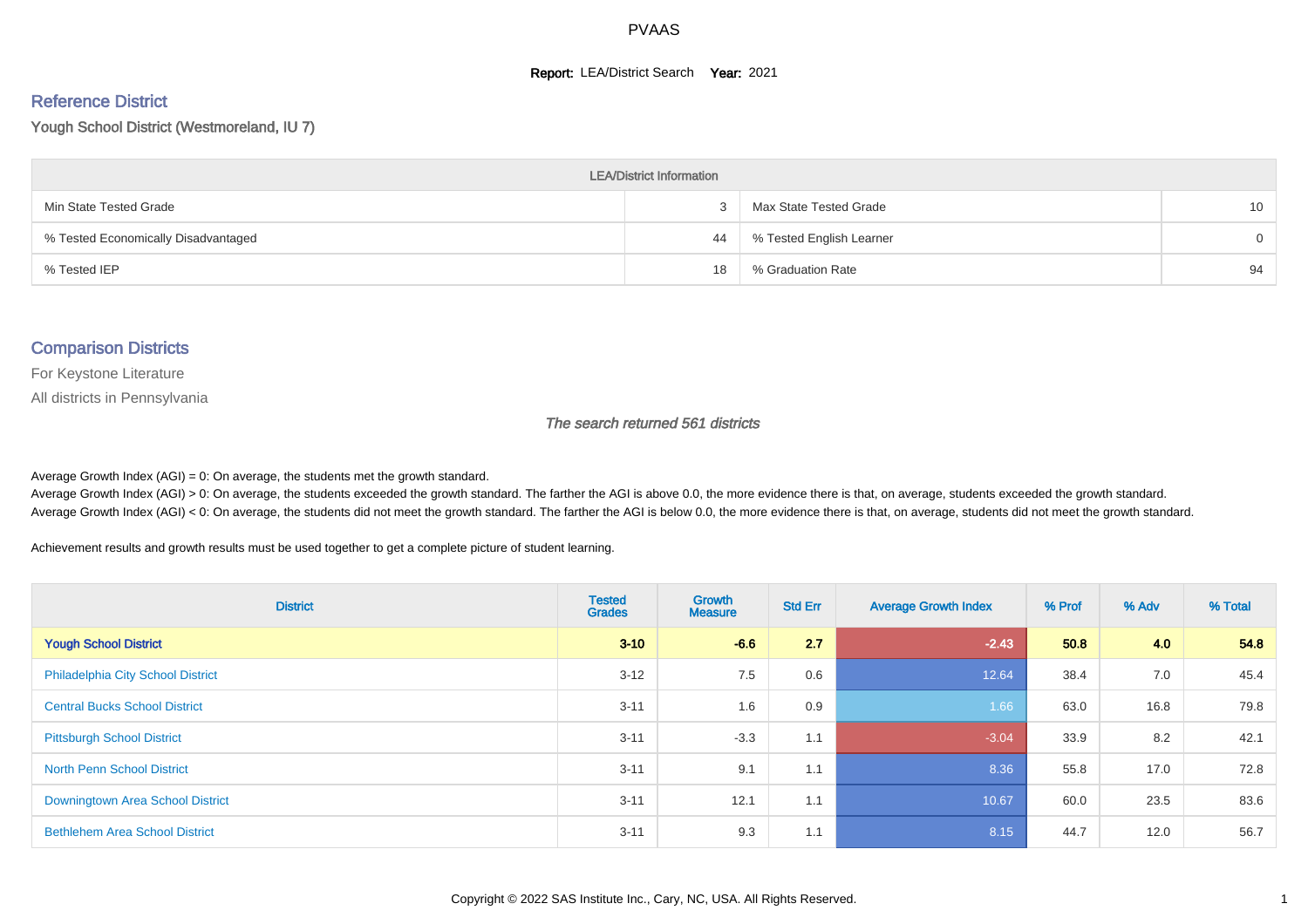PVAAS

**Report:** LEA/District Search **Year:** 2021

## Reference District

### Yough School District (Westmoreland, IU 7)

| LEA/District Information | | | |
|---|---|---|---|
| Min State Tested Grade | 3 | Max State Tested Grade | 10 |
| % Tested Economically Disadvantaged | 44 | % Tested English Learner | 0 |
| % Tested IEP | 18 | % Graduation Rate | 94 |

## Comparison Districts

For Keystone Literature

All districts in Pennsylvania

*The search returned 561 districts*

Average Growth Index (AGI) = 0: On average, the students met the growth standard.
Average Growth Index (AGI) > 0: On average, the students exceeded the growth standard. The farther the AGI is above 0.0, the more evidence there is that, on average, students exceeded the growth standard.
Average Growth Index (AGI) < 0: On average, the students did not meet the growth standard. The farther the AGI is below 0.0, the more evidence there is that, on average, students did not meet the growth standard.

Achievement results and growth results must be used together to get a complete picture of student learning.

| District | Tested Grades | Growth Measure | Std Err | Average Growth Index | % Prof | % Adv | % Total |
|---|---|---|---|---|---|---|---|
| **Yough School District** | **3-10** | **-6.6** | **2.7** | **-2.43** | **50.8** | **4.0** | **54.8** |
| Philadelphia City School District | 3-12 | 7.5 | 0.6 | 12.64 | 38.4 | 7.0 | 45.4 |
| Central Bucks School District | 3-11 | 1.6 | 0.9 | 1.66 | 63.0 | 16.8 | 79.8 |
| Pittsburgh School District | 3-11 | -3.3 | 1.1 | -3.04 | 33.9 | 8.2 | 42.1 |
| North Penn School District | 3-11 | 9.1 | 1.1 | 8.36 | 55.8 | 17.0 | 72.8 |
| Downingtown Area School District | 3-11 | 12.1 | 1.1 | 10.67 | 60.0 | 23.5 | 83.6 |
| Bethlehem Area School District | 3-11 | 9.3 | 1.1 | 8.15 | 44.7 | 12.0 | 56.7 |

Copyright © 2022 SAS Institute Inc., Cary, NC, USA. All Rights Reserved.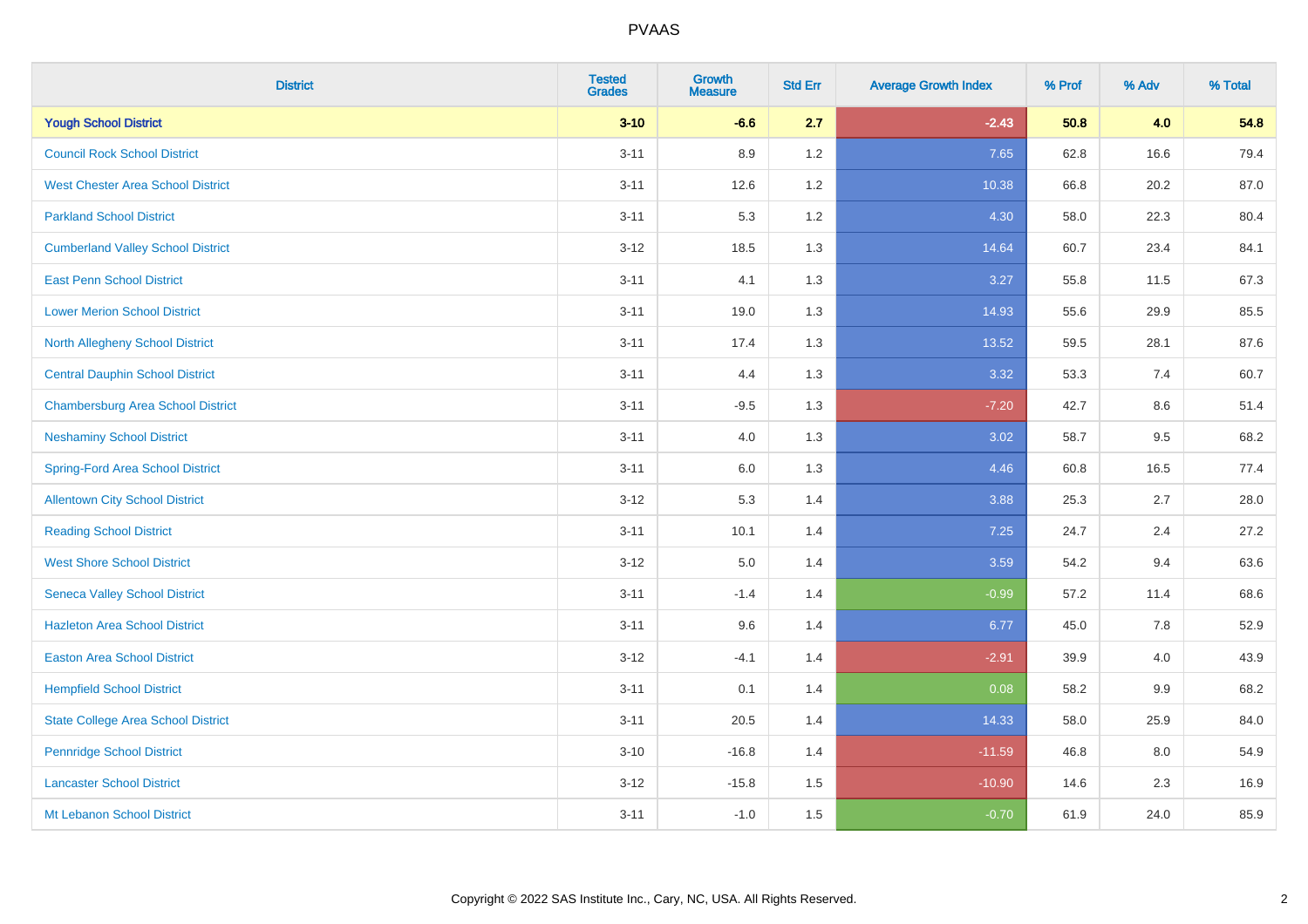| District | Tested Grades | Growth Measure | Std Err | Average Growth Index | % Prof | % Adv | % Total |
|---|---|---|---|---|---|---|---|
| **Yough School District** | **3-10** | **-6.6** | **2.7** | **-2.43** | **50.8** | **4.0** | **54.8** |
| Council Rock School District | 3-11 | 8.9 | 1.2 | 7.65 | 62.8 | 16.6 | 79.4 |
| West Chester Area School District | 3-11 | 12.6 | 1.2 | 10.38 | 66.8 | 20.2 | 87.0 |
| Parkland School District | 3-11 | 5.3 | 1.2 | 4.30 | 58.0 | 22.3 | 80.4 |
| Cumberland Valley School District | 3-12 | 18.5 | 1.3 | 14.64 | 60.7 | 23.4 | 84.1 |
| East Penn School District | 3-11 | 4.1 | 1.3 | 3.27 | 55.8 | 11.5 | 67.3 |
| Lower Merion School District | 3-11 | 19.0 | 1.3 | 14.93 | 55.6 | 29.9 | 85.5 |
| North Allegheny School District | 3-11 | 17.4 | 1.3 | 13.52 | 59.5 | 28.1 | 87.6 |
| Central Dauphin School District | 3-11 | 4.4 | 1.3 | 3.32 | 53.3 | 7.4 | 60.7 |
| Chambersburg Area School District | 3-11 | -9.5 | 1.3 | -7.20 | 42.7 | 8.6 | 51.4 |
| Neshaminy School District | 3-11 | 4.0 | 1.3 | 3.02 | 58.7 | 9.5 | 68.2 |
| Spring-Ford Area School District | 3-11 | 6.0 | 1.3 | 4.46 | 60.8 | 16.5 | 77.4 |
| Allentown City School District | 3-12 | 5.3 | 1.4 | 3.88 | 25.3 | 2.7 | 28.0 |
| Reading School District | 3-11 | 10.1 | 1.4 | 7.25 | 24.7 | 2.4 | 27.2 |
| West Shore School District | 3-12 | 5.0 | 1.4 | 3.59 | 54.2 | 9.4 | 63.6 |
| Seneca Valley School District | 3-11 | -1.4 | 1.4 | -0.99 | 57.2 | 11.4 | 68.6 |
| Hazleton Area School District | 3-11 | 9.6 | 1.4 | 6.77 | 45.0 | 7.8 | 52.9 |
| Easton Area School District | 3-12 | -4.1 | 1.4 | -2.91 | 39.9 | 4.0 | 43.9 |
| Hempfield School District | 3-11 | 0.1 | 1.4 | 0.08 | 58.2 | 9.9 | 68.2 |
| State College Area School District | 3-11 | 20.5 | 1.4 | 14.33 | 58.0 | 25.9 | 84.0 |
| Pennridge School District | 3-10 | -16.8 | 1.4 | -11.59 | 46.8 | 8.0 | 54.9 |
| Lancaster School District | 3-12 | -15.8 | 1.5 | -10.90 | 14.6 | 2.3 | 16.9 |
| Mt Lebanon School District | 3-11 | -1.0 | 1.5 | -0.70 | 61.9 | 24.0 | 85.9 |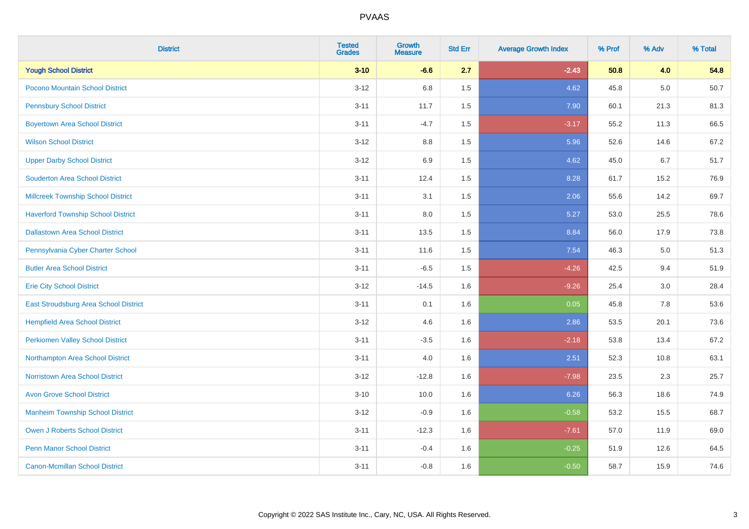| District | Tested Grades | Growth Measure | Std Err | Average Growth Index | % Prof | % Adv | % Total |
|---|---|---|---|---|---|---|---|
| **Yough School District** | **3-10** | **-6.6** | **2.7** | **-2.43** | **50.8** | **4.0** | **54.8** |
| Pocono Mountain School District | 3-12 | 6.8 | 1.5 | 4.62 | 45.8 | 5.0 | 50.7 |
| Pennsbury School District | 3-11 | 11.7 | 1.5 | 7.90 | 60.1 | 21.3 | 81.3 |
| Boyertown Area School District | 3-11 | -4.7 | 1.5 | -3.17 | 55.2 | 11.3 | 66.5 |
| Wilson School District | 3-12 | 8.8 | 1.5 | 5.96 | 52.6 | 14.6 | 67.2 |
| Upper Darby School District | 3-12 | 6.9 | 1.5 | 4.62 | 45.0 | 6.7 | 51.7 |
| Souderton Area School District | 3-11 | 12.4 | 1.5 | 8.28 | 61.7 | 15.2 | 76.9 |
| Millcreek Township School District | 3-11 | 3.1 | 1.5 | 2.06 | 55.6 | 14.2 | 69.7 |
| Haverford Township School District | 3-11 | 8.0 | 1.5 | 5.27 | 53.0 | 25.5 | 78.6 |
| Dallastown Area School District | 3-11 | 13.5 | 1.5 | 8.84 | 56.0 | 17.9 | 73.8 |
| Pennsylvania Cyber Charter School | 3-11 | 11.6 | 1.5 | 7.54 | 46.3 | 5.0 | 51.3 |
| Butler Area School District | 3-11 | -6.5 | 1.5 | -4.26 | 42.5 | 9.4 | 51.9 |
| Erie City School District | 3-12 | -14.5 | 1.6 | -9.26 | 25.4 | 3.0 | 28.4 |
| East Stroudsburg Area School District | 3-11 | 0.1 | 1.6 | 0.05 | 45.8 | 7.8 | 53.6 |
| Hempfield Area School District | 3-12 | 4.6 | 1.6 | 2.86 | 53.5 | 20.1 | 73.6 |
| Perkiomen Valley School District | 3-11 | -3.5 | 1.6 | -2.18 | 53.8 | 13.4 | 67.2 |
| Northampton Area School District | 3-11 | 4.0 | 1.6 | 2.51 | 52.3 | 10.8 | 63.1 |
| Norristown Area School District | 3-12 | -12.8 | 1.6 | -7.98 | 23.5 | 2.3 | 25.7 |
| Avon Grove School District | 3-10 | 10.0 | 1.6 | 6.26 | 56.3 | 18.6 | 74.9 |
| Manheim Township School District | 3-12 | -0.9 | 1.6 | -0.58 | 53.2 | 15.5 | 68.7 |
| Owen J Roberts School District | 3-11 | -12.3 | 1.6 | -7.61 | 57.0 | 11.9 | 69.0 |
| Penn Manor School District | 3-11 | -0.4 | 1.6 | -0.25 | 51.9 | 12.6 | 64.5 |
| Canon-Mcmillan School District | 3-11 | -0.8 | 1.6 | -0.50 | 58.7 | 15.9 | 74.6 |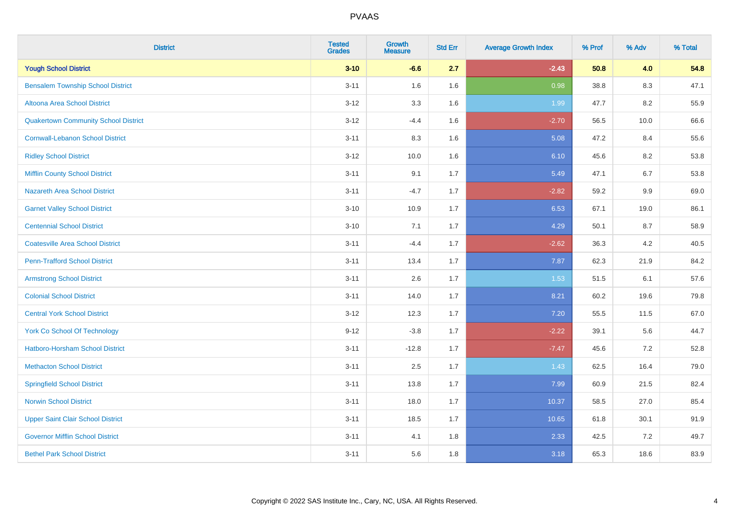# PVAAS

| District | Tested Grades | Growth Measure | Std Err | Average Growth Index | % Prof | % Adv | % Total |
|---|---|---|---|---|---|---|---|
| **Yough School District** | **3-10** | **-6.6** | **2.7** | **-2.43** | **50.8** | **4.0** | **54.8** |
| Bensalem Township School District | 3-11 | 1.6 | 1.6 | 0.98 | 38.8 | 8.3 | 47.1 |
| Altoona Area School District | 3-12 | 3.3 | 1.6 | 1.99 | 47.7 | 8.2 | 55.9 |
| Quakertown Community School District | 3-12 | -4.4 | 1.6 | -2.70 | 56.5 | 10.0 | 66.6 |
| Cornwall-Lebanon School District | 3-11 | 8.3 | 1.6 | 5.08 | 47.2 | 8.4 | 55.6 |
| Ridley School District | 3-12 | 10.0 | 1.6 | 6.10 | 45.6 | 8.2 | 53.8 |
| Mifflin County School District | 3-11 | 9.1 | 1.7 | 5.49 | 47.1 | 6.7 | 53.8 |
| Nazareth Area School District | 3-11 | -4.7 | 1.7 | -2.82 | 59.2 | 9.9 | 69.0 |
| Garnet Valley School District | 3-10 | 10.9 | 1.7 | 6.53 | 67.1 | 19.0 | 86.1 |
| Centennial School District | 3-10 | 7.1 | 1.7 | 4.29 | 50.1 | 8.7 | 58.9 |
| Coatesville Area School District | 3-11 | -4.4 | 1.7 | -2.62 | 36.3 | 4.2 | 40.5 |
| Penn-Trafford School District | 3-11 | 13.4 | 1.7 | 7.87 | 62.3 | 21.9 | 84.2 |
| Armstrong School District | 3-11 | 2.6 | 1.7 | 1.53 | 51.5 | 6.1 | 57.6 |
| Colonial School District | 3-11 | 14.0 | 1.7 | 8.21 | 60.2 | 19.6 | 79.8 |
| Central York School District | 3-12 | 12.3 | 1.7 | 7.20 | 55.5 | 11.5 | 67.0 |
| York Co School Of Technology | 9-12 | -3.8 | 1.7 | -2.22 | 39.1 | 5.6 | 44.7 |
| Hatboro-Horsham School District | 3-11 | -12.8 | 1.7 | -7.47 | 45.6 | 7.2 | 52.8 |
| Methacton School District | 3-11 | 2.5 | 1.7 | 1.43 | 62.5 | 16.4 | 79.0 |
| Springfield School District | 3-11 | 13.8 | 1.7 | 7.99 | 60.9 | 21.5 | 82.4 |
| Norwin School District | 3-11 | 18.0 | 1.7 | 10.37 | 58.5 | 27.0 | 85.4 |
| Upper Saint Clair School District | 3-11 | 18.5 | 1.7 | 10.65 | 61.8 | 30.1 | 91.9 |
| Governor Mifflin School District | 3-11 | 4.1 | 1.8 | 2.33 | 42.5 | 7.2 | 49.7 |
| Bethel Park School District | 3-11 | 5.6 | 1.8 | 3.18 | 65.3 | 18.6 | 83.9 |

Copyright © 2022 SAS Institute Inc., Cary, NC, USA. All Rights Reserved.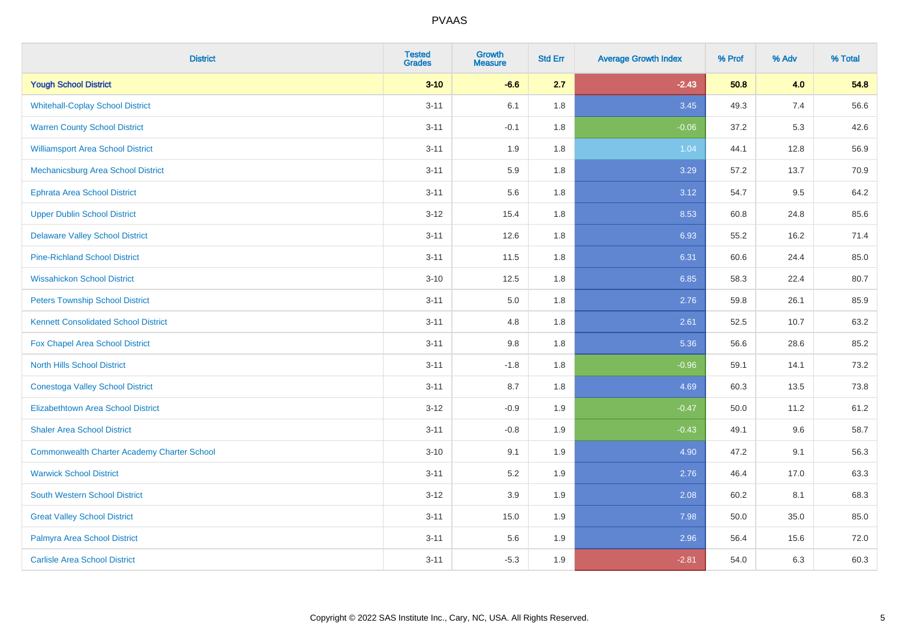# PVAAS

| District | Tested Grades | Growth Measure | Std Err | Average Growth Index | % Prof | % Adv | % Total |
|---|---|---|---|---|---|---|---|
| **Yough School District** | **3-10** | **-6.6** | **2.7** | **-2.43** | **50.8** | **4.0** | **54.8** |
| Whitehall-Coplay School District | 3-11 | 6.1 | 1.8 | 3.45 | 49.3 | 7.4 | 56.6 |
| Warren County School District | 3-11 | -0.1 | 1.8 | -0.06 | 37.2 | 5.3 | 42.6 |
| Williamsport Area School District | 3-11 | 1.9 | 1.8 | 1.04 | 44.1 | 12.8 | 56.9 |
| Mechanicsburg Area School District | 3-11 | 5.9 | 1.8 | 3.29 | 57.2 | 13.7 | 70.9 |
| Ephrata Area School District | 3-11 | 5.6 | 1.8 | 3.12 | 54.7 | 9.5 | 64.2 |
| Upper Dublin School District | 3-12 | 15.4 | 1.8 | 8.53 | 60.8 | 24.8 | 85.6 |
| Delaware Valley School District | 3-11 | 12.6 | 1.8 | 6.93 | 55.2 | 16.2 | 71.4 |
| Pine-Richland School District | 3-11 | 11.5 | 1.8 | 6.31 | 60.6 | 24.4 | 85.0 |
| Wissahickon School District | 3-10 | 12.5 | 1.8 | 6.85 | 58.3 | 22.4 | 80.7 |
| Peters Township School District | 3-11 | 5.0 | 1.8 | 2.76 | 59.8 | 26.1 | 85.9 |
| Kennett Consolidated School District | 3-11 | 4.8 | 1.8 | 2.61 | 52.5 | 10.7 | 63.2 |
| Fox Chapel Area School District | 3-11 | 9.8 | 1.8 | 5.36 | 56.6 | 28.6 | 85.2 |
| North Hills School District | 3-11 | -1.8 | 1.8 | -0.96 | 59.1 | 14.1 | 73.2 |
| Conestoga Valley School District | 3-11 | 8.7 | 1.8 | 4.69 | 60.3 | 13.5 | 73.8 |
| Elizabethtown Area School District | 3-12 | -0.9 | 1.9 | -0.47 | 50.0 | 11.2 | 61.2 |
| Shaler Area School District | 3-11 | -0.8 | 1.9 | -0.43 | 49.1 | 9.6 | 58.7 |
| Commonwealth Charter Academy Charter School | 3-10 | 9.1 | 1.9 | 4.90 | 47.2 | 9.1 | 56.3 |
| Warwick School District | 3-11 | 5.2 | 1.9 | 2.76 | 46.4 | 17.0 | 63.3 |
| South Western School District | 3-12 | 3.9 | 1.9 | 2.08 | 60.2 | 8.1 | 68.3 |
| Great Valley School District | 3-11 | 15.0 | 1.9 | 7.98 | 50.0 | 35.0 | 85.0 |
| Palmyra Area School District | 3-11 | 5.6 | 1.9 | 2.96 | 56.4 | 15.6 | 72.0 |
| Carlisle Area School District | 3-11 | -5.3 | 1.9 | -2.81 | 54.0 | 6.3 | 60.3 |

Copyright © 2022 SAS Institute Inc., Cary, NC, USA. All Rights Reserved.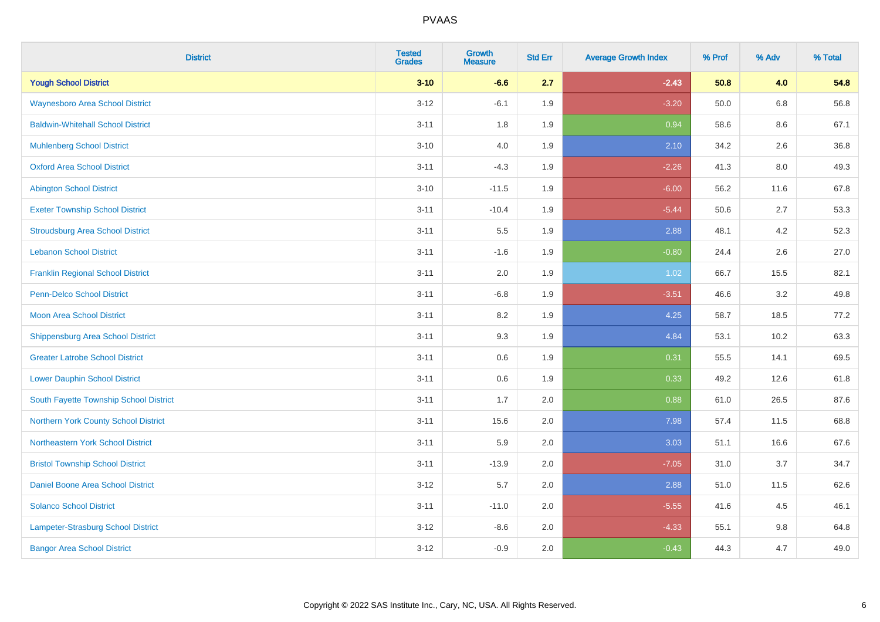# PVAAS

| District | Tested Grades | Growth Measure | Std Err | Average Growth Index | % Prof | % Adv | % Total |
|---|---|---|---|---|---|---|---|
| **Yough School District** | **3-10** | **-6.6** | **2.7** | **-2.43** | **50.8** | **4.0** | **54.8** |
| Waynesboro Area School District | 3-12 | -6.1 | 1.9 | -3.20 | 50.0 | 6.8 | 56.8 |
| Baldwin-Whitehall School District | 3-11 | 1.8 | 1.9 | 0.94 | 58.6 | 8.6 | 67.1 |
| Muhlenberg School District | 3-10 | 4.0 | 1.9 | 2.10 | 34.2 | 2.6 | 36.8 |
| Oxford Area School District | 3-11 | -4.3 | 1.9 | -2.26 | 41.3 | 8.0 | 49.3 |
| Abington School District | 3-10 | -11.5 | 1.9 | -6.00 | 56.2 | 11.6 | 67.8 |
| Exeter Township School District | 3-11 | -10.4 | 1.9 | -5.44 | 50.6 | 2.7 | 53.3 |
| Stroudsburg Area School District | 3-11 | 5.5 | 1.9 | 2.88 | 48.1 | 4.2 | 52.3 |
| Lebanon School District | 3-11 | -1.6 | 1.9 | -0.80 | 24.4 | 2.6 | 27.0 |
| Franklin Regional School District | 3-11 | 2.0 | 1.9 | 1.02 | 66.7 | 15.5 | 82.1 |
| Penn-Delco School District | 3-11 | -6.8 | 1.9 | -3.51 | 46.6 | 3.2 | 49.8 |
| Moon Area School District | 3-11 | 8.2 | 1.9 | 4.25 | 58.7 | 18.5 | 77.2 |
| Shippensburg Area School District | 3-11 | 9.3 | 1.9 | 4.84 | 53.1 | 10.2 | 63.3 |
| Greater Latrobe School District | 3-11 | 0.6 | 1.9 | 0.31 | 55.5 | 14.1 | 69.5 |
| Lower Dauphin School District | 3-11 | 0.6 | 1.9 | 0.33 | 49.2 | 12.6 | 61.8 |
| South Fayette Township School District | 3-11 | 1.7 | 2.0 | 0.88 | 61.0 | 26.5 | 87.6 |
| Northern York County School District | 3-11 | 15.6 | 2.0 | 7.98 | 57.4 | 11.5 | 68.8 |
| Northeastern York School District | 3-11 | 5.9 | 2.0 | 3.03 | 51.1 | 16.6 | 67.6 |
| Bristol Township School District | 3-11 | -13.9 | 2.0 | -7.05 | 31.0 | 3.7 | 34.7 |
| Daniel Boone Area School District | 3-12 | 5.7 | 2.0 | 2.88 | 51.0 | 11.5 | 62.6 |
| Solanco School District | 3-11 | -11.0 | 2.0 | -5.55 | 41.6 | 4.5 | 46.1 |
| Lampeter-Strasburg School District | 3-12 | -8.6 | 2.0 | -4.33 | 55.1 | 9.8 | 64.8 |
| Bangor Area School District | 3-12 | -0.9 | 2.0 | -0.43 | 44.3 | 4.7 | 49.0 |

Copyright © 2022 SAS Institute Inc., Cary, NC, USA. All Rights Reserved.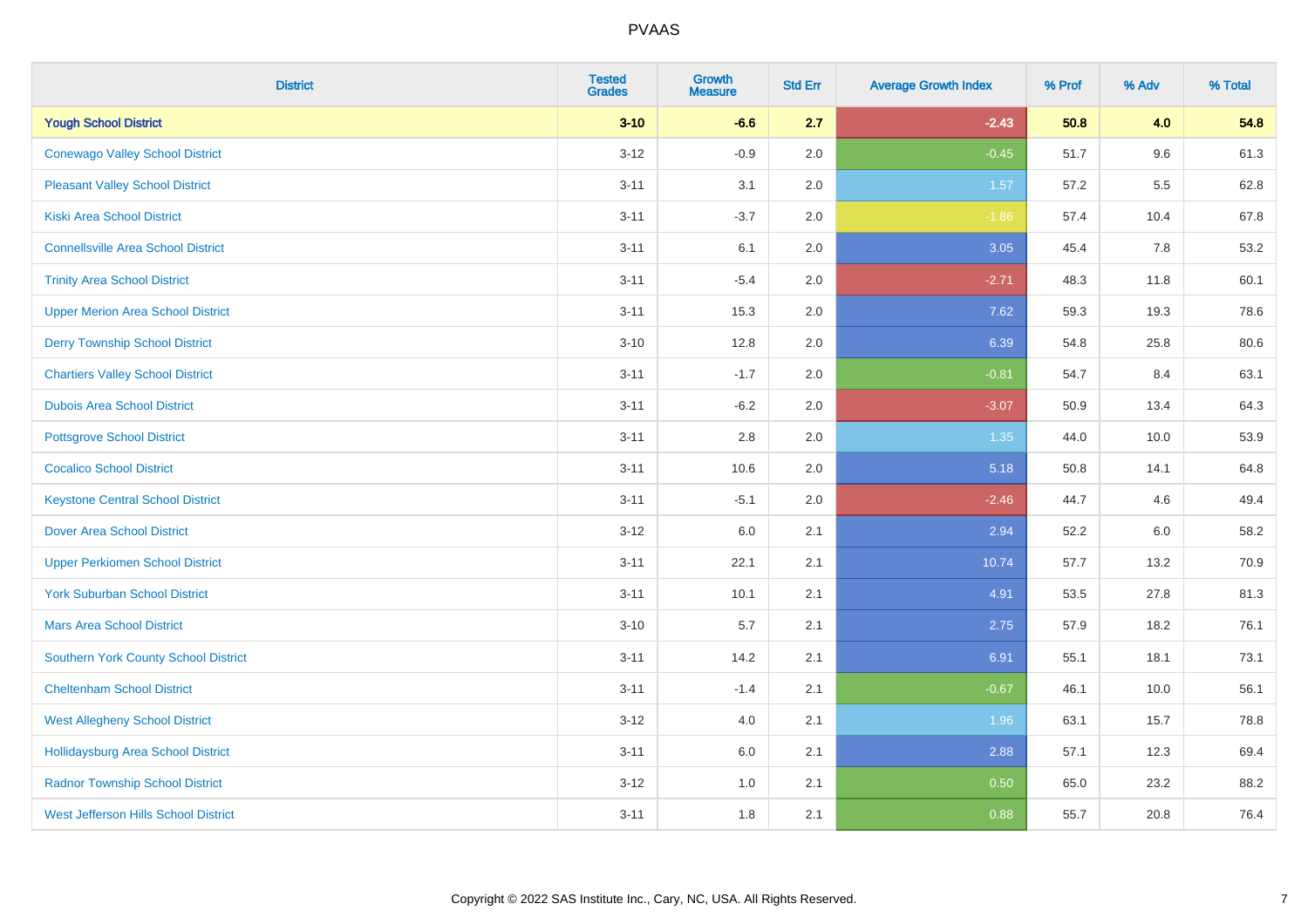| District | Tested Grades | Growth Measure | Std Err | Average Growth Index | % Prof | % Adv | % Total |
|---|---|---|---|---|---|---|---|
| **Yough School District** | **3-10** | **-6.6** | **2.7** | **-2.43** | **50.8** | **4.0** | **54.8** |
| Conewago Valley School District | 3-12 | -0.9 | 2.0 | -0.45 | 51.7 | 9.6 | 61.3 |
| Pleasant Valley School District | 3-11 | 3.1 | 2.0 | 1.57 | 57.2 | 5.5 | 62.8 |
| Kiski Area School District | 3-11 | -3.7 | 2.0 | -1.86 | 57.4 | 10.4 | 67.8 |
| Connellsville Area School District | 3-11 | 6.1 | 2.0 | 3.05 | 45.4 | 7.8 | 53.2 |
| Trinity Area School District | 3-11 | -5.4 | 2.0 | -2.71 | 48.3 | 11.8 | 60.1 |
| Upper Merion Area School District | 3-11 | 15.3 | 2.0 | 7.62 | 59.3 | 19.3 | 78.6 |
| Derry Township School District | 3-10 | 12.8 | 2.0 | 6.39 | 54.8 | 25.8 | 80.6 |
| Chartiers Valley School District | 3-11 | -1.7 | 2.0 | -0.81 | 54.7 | 8.4 | 63.1 |
| Dubois Area School District | 3-11 | -6.2 | 2.0 | -3.07 | 50.9 | 13.4 | 64.3 |
| Pottsgrove School District | 3-11 | 2.8 | 2.0 | 1.35 | 44.0 | 10.0 | 53.9 |
| Cocalico School District | 3-11 | 10.6 | 2.0 | 5.18 | 50.8 | 14.1 | 64.8 |
| Keystone Central School District | 3-11 | -5.1 | 2.0 | -2.46 | 44.7 | 4.6 | 49.4 |
| Dover Area School District | 3-12 | 6.0 | 2.1 | 2.94 | 52.2 | 6.0 | 58.2 |
| Upper Perkiomen School District | 3-11 | 22.1 | 2.1 | 10.74 | 57.7 | 13.2 | 70.9 |
| York Suburban School District | 3-11 | 10.1 | 2.1 | 4.91 | 53.5 | 27.8 | 81.3 |
| Mars Area School District | 3-10 | 5.7 | 2.1 | 2.75 | 57.9 | 18.2 | 76.1 |
| Southern York County School District | 3-11 | 14.2 | 2.1 | 6.91 | 55.1 | 18.1 | 73.1 |
| Cheltenham School District | 3-11 | -1.4 | 2.1 | -0.67 | 46.1 | 10.0 | 56.1 |
| West Allegheny School District | 3-12 | 4.0 | 2.1 | 1.96 | 63.1 | 15.7 | 78.8 |
| Hollidaysburg Area School District | 3-11 | 6.0 | 2.1 | 2.88 | 57.1 | 12.3 | 69.4 |
| Radnor Township School District | 3-12 | 1.0 | 2.1 | 0.50 | 65.0 | 23.2 | 88.2 |
| West Jefferson Hills School District | 3-11 | 1.8 | 2.1 | 0.88 | 55.7 | 20.8 | 76.4 |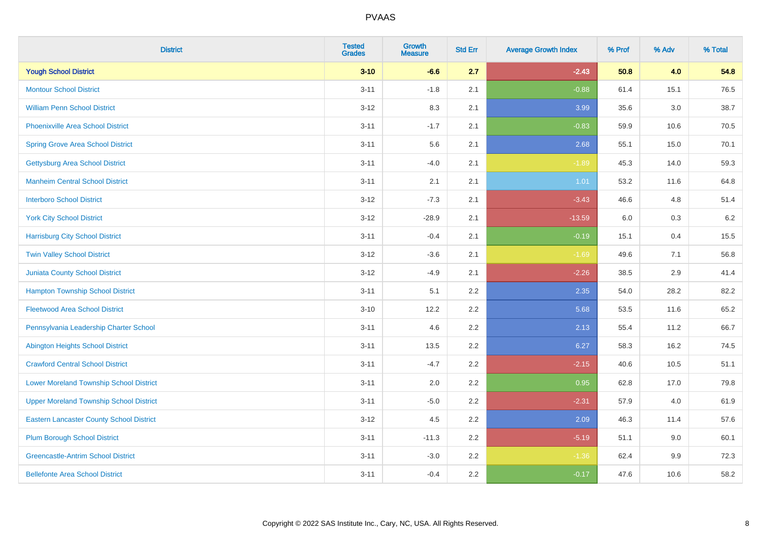# PVAAS

| District | Tested Grades | Growth Measure | Std Err | Average Growth Index | % Prof | % Adv | % Total |
|---|---|---|---|---|---|---|---|
| **Yough School District** | **3-10** | **-6.6** | **2.7** | **-2.43** | **50.8** | **4.0** | **54.8** |
| Montour School District | 3-11 | -1.8 | 2.1 | -0.88 | 61.4 | 15.1 | 76.5 |
| William Penn School District | 3-12 | 8.3 | 2.1 | 3.99 | 35.6 | 3.0 | 38.7 |
| Phoenixville Area School District | 3-11 | -1.7 | 2.1 | -0.83 | 59.9 | 10.6 | 70.5 |
| Spring Grove Area School District | 3-11 | 5.6 | 2.1 | 2.68 | 55.1 | 15.0 | 70.1 |
| Gettysburg Area School District | 3-11 | -4.0 | 2.1 | -1.89 | 45.3 | 14.0 | 59.3 |
| Manheim Central School District | 3-11 | 2.1 | 2.1 | 1.01 | 53.2 | 11.6 | 64.8 |
| Interboro School District | 3-12 | -7.3 | 2.1 | -3.43 | 46.6 | 4.8 | 51.4 |
| York City School District | 3-12 | -28.9 | 2.1 | -13.59 | 6.0 | 0.3 | 6.2 |
| Harrisburg City School District | 3-11 | -0.4 | 2.1 | -0.19 | 15.1 | 0.4 | 15.5 |
| Twin Valley School District | 3-12 | -3.6 | 2.1 | -1.69 | 49.6 | 7.1 | 56.8 |
| Juniata County School District | 3-12 | -4.9 | 2.1 | -2.26 | 38.5 | 2.9 | 41.4 |
| Hampton Township School District | 3-11 | 5.1 | 2.2 | 2.35 | 54.0 | 28.2 | 82.2 |
| Fleetwood Area School District | 3-10 | 12.2 | 2.2 | 5.68 | 53.5 | 11.6 | 65.2 |
| Pennsylvania Leadership Charter School | 3-11 | 4.6 | 2.2 | 2.13 | 55.4 | 11.2 | 66.7 |
| Abington Heights School District | 3-11 | 13.5 | 2.2 | 6.27 | 58.3 | 16.2 | 74.5 |
| Crawford Central School District | 3-11 | -4.7 | 2.2 | -2.15 | 40.6 | 10.5 | 51.1 |
| Lower Moreland Township School District | 3-11 | 2.0 | 2.2 | 0.95 | 62.8 | 17.0 | 79.8 |
| Upper Moreland Township School District | 3-11 | -5.0 | 2.2 | -2.31 | 57.9 | 4.0 | 61.9 |
| Eastern Lancaster County School District | 3-12 | 4.5 | 2.2 | 2.09 | 46.3 | 11.4 | 57.6 |
| Plum Borough School District | 3-11 | -11.3 | 2.2 | -5.19 | 51.1 | 9.0 | 60.1 |
| Greencastle-Antrim School District | 3-11 | -3.0 | 2.2 | -1.36 | 62.4 | 9.9 | 72.3 |
| Bellefonte Area School District | 3-11 | -0.4 | 2.2 | -0.17 | 47.6 | 10.6 | 58.2 |

Copyright © 2022 SAS Institute Inc., Cary, NC, USA. All Rights Reserved.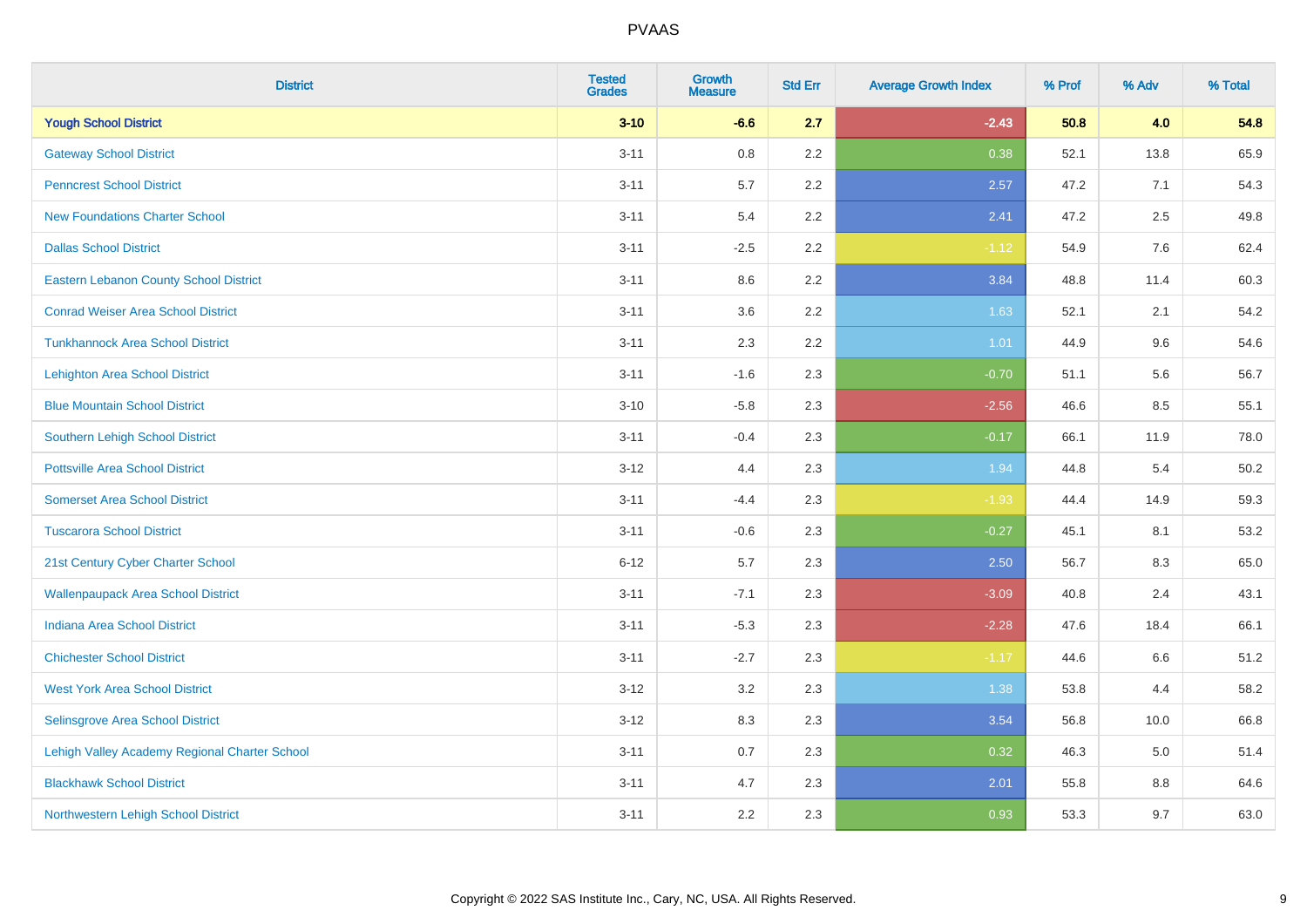# PVAAS

| District | Tested Grades | Growth Measure | Std Err | Average Growth Index | % Prof | % Adv | % Total |
|---|---|---|---|---|---|---|---|
| **Yough School District** | **3-10** | **-6.6** | **2.7** | **-2.43** | **50.8** | **4.0** | **54.8** |
| Gateway School District | 3-11 | 0.8 | 2.2 | 0.38 | 52.1 | 13.8 | 65.9 |
| Penncrest School District | 3-11 | 5.7 | 2.2 | 2.57 | 47.2 | 7.1 | 54.3 |
| New Foundations Charter School | 3-11 | 5.4 | 2.2 | 2.41 | 47.2 | 2.5 | 49.8 |
| Dallas School District | 3-11 | -2.5 | 2.2 | -1.12 | 54.9 | 7.6 | 62.4 |
| Eastern Lebanon County School District | 3-11 | 8.6 | 2.2 | 3.84 | 48.8 | 11.4 | 60.3 |
| Conrad Weiser Area School District | 3-11 | 3.6 | 2.2 | 1.63 | 52.1 | 2.1 | 54.2 |
| Tunkhannock Area School District | 3-11 | 2.3 | 2.2 | 1.01 | 44.9 | 9.6 | 54.6 |
| Lehighton Area School District | 3-11 | -1.6 | 2.3 | -0.70 | 51.1 | 5.6 | 56.7 |
| Blue Mountain School District | 3-10 | -5.8 | 2.3 | -2.56 | 46.6 | 8.5 | 55.1 |
| Southern Lehigh School District | 3-11 | -0.4 | 2.3 | -0.17 | 66.1 | 11.9 | 78.0 |
| Pottsville Area School District | 3-12 | 4.4 | 2.3 | 1.94 | 44.8 | 5.4 | 50.2 |
| Somerset Area School District | 3-11 | -4.4 | 2.3 | -1.93 | 44.4 | 14.9 | 59.3 |
| Tuscarora School District | 3-11 | -0.6 | 2.3 | -0.27 | 45.1 | 8.1 | 53.2 |
| 21st Century Cyber Charter School | 6-12 | 5.7 | 2.3 | 2.50 | 56.7 | 8.3 | 65.0 |
| Wallenpaupack Area School District | 3-11 | -7.1 | 2.3 | -3.09 | 40.8 | 2.4 | 43.1 |
| Indiana Area School District | 3-11 | -5.3 | 2.3 | -2.28 | 47.6 | 18.4 | 66.1 |
| Chichester School District | 3-11 | -2.7 | 2.3 | -1.17 | 44.6 | 6.6 | 51.2 |
| West York Area School District | 3-12 | 3.2 | 2.3 | 1.38 | 53.8 | 4.4 | 58.2 |
| Selinsgrove Area School District | 3-12 | 8.3 | 2.3 | 3.54 | 56.8 | 10.0 | 66.8 |
| Lehigh Valley Academy Regional Charter School | 3-11 | 0.7 | 2.3 | 0.32 | 46.3 | 5.0 | 51.4 |
| Blackhawk School District | 3-11 | 4.7 | 2.3 | 2.01 | 55.8 | 8.8 | 64.6 |
| Northwestern Lehigh School District | 3-11 | 2.2 | 2.3 | 0.93 | 53.3 | 9.7 | 63.0 |

Copyright © 2022 SAS Institute Inc., Cary, NC, USA. All Rights Reserved.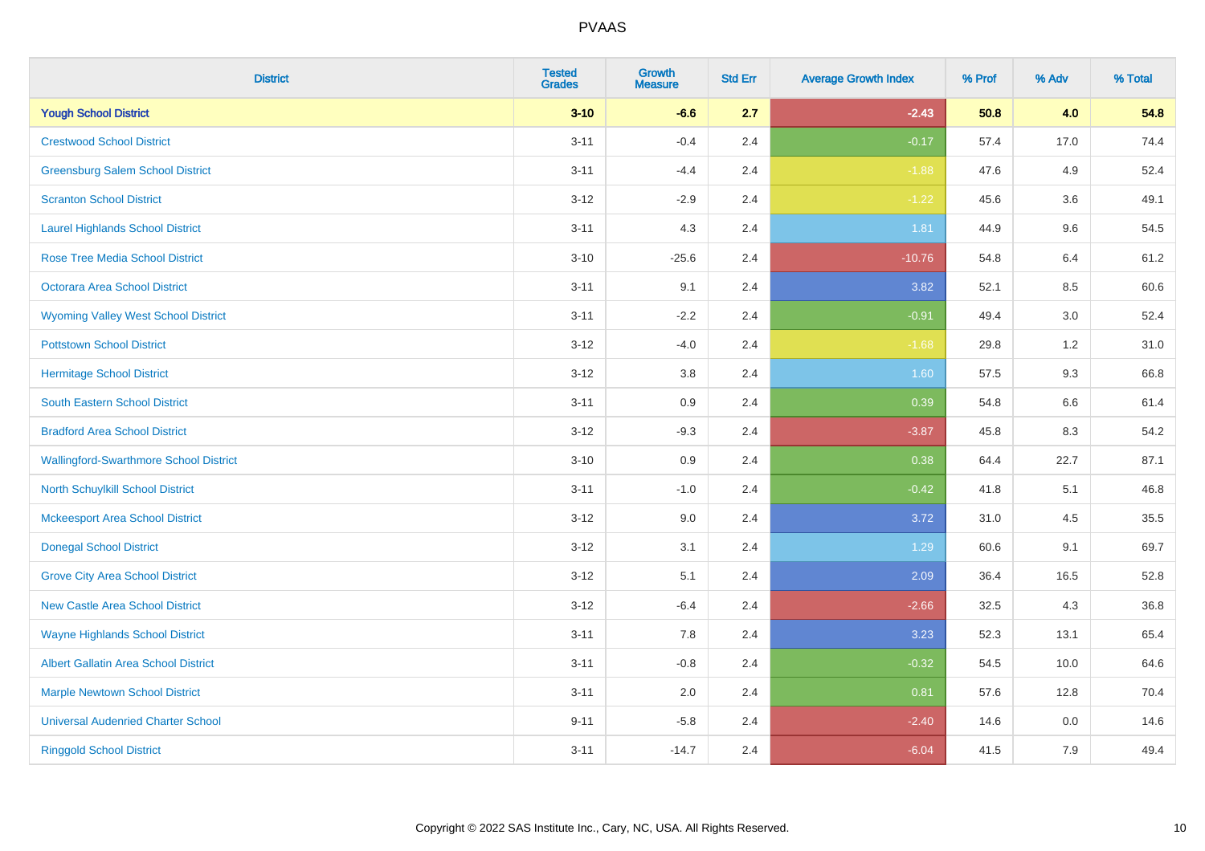| District | Tested Grades | Growth Measure | Std Err | Average Growth Index | % Prof | % Adv | % Total |
|---|---|---|---|---|---|---|---|
| **Yough School District** | **3-10** | **-6.6** | **2.7** | **-2.43** | **50.8** | **4.0** | **54.8** |
| Crestwood School District | 3-11 | -0.4 | 2.4 | -0.17 | 57.4 | 17.0 | 74.4 |
| Greensburg Salem School District | 3-11 | -4.4 | 2.4 | -1.88 | 47.6 | 4.9 | 52.4 |
| Scranton School District | 3-12 | -2.9 | 2.4 | -1.22 | 45.6 | 3.6 | 49.1 |
| Laurel Highlands School District | 3-11 | 4.3 | 2.4 | 1.81 | 44.9 | 9.6 | 54.5 |
| Rose Tree Media School District | 3-10 | -25.6 | 2.4 | -10.76 | 54.8 | 6.4 | 61.2 |
| Octorara Area School District | 3-11 | 9.1 | 2.4 | 3.82 | 52.1 | 8.5 | 60.6 |
| Wyoming Valley West School District | 3-11 | -2.2 | 2.4 | -0.91 | 49.4 | 3.0 | 52.4 |
| Pottstown School District | 3-12 | -4.0 | 2.4 | -1.68 | 29.8 | 1.2 | 31.0 |
| Hermitage School District | 3-12 | 3.8 | 2.4 | 1.60 | 57.5 | 9.3 | 66.8 |
| South Eastern School District | 3-11 | 0.9 | 2.4 | 0.39 | 54.8 | 6.6 | 61.4 |
| Bradford Area School District | 3-12 | -9.3 | 2.4 | -3.87 | 45.8 | 8.3 | 54.2 |
| Wallingford-Swarthmore School District | 3-10 | 0.9 | 2.4 | 0.38 | 64.4 | 22.7 | 87.1 |
| North Schuylkill School District | 3-11 | -1.0 | 2.4 | -0.42 | 41.8 | 5.1 | 46.8 |
| Mckeesport Area School District | 3-12 | 9.0 | 2.4 | 3.72 | 31.0 | 4.5 | 35.5 |
| Donegal School District | 3-12 | 3.1 | 2.4 | 1.29 | 60.6 | 9.1 | 69.7 |
| Grove City Area School District | 3-12 | 5.1 | 2.4 | 2.09 | 36.4 | 16.5 | 52.8 |
| New Castle Area School District | 3-12 | -6.4 | 2.4 | -2.66 | 32.5 | 4.3 | 36.8 |
| Wayne Highlands School District | 3-11 | 7.8 | 2.4 | 3.23 | 52.3 | 13.1 | 65.4 |
| Albert Gallatin Area School District | 3-11 | -0.8 | 2.4 | -0.32 | 54.5 | 10.0 | 64.6 |
| Marple Newtown School District | 3-11 | 2.0 | 2.4 | 0.81 | 57.6 | 12.8 | 70.4 |
| Universal Audenried Charter School | 9-11 | -5.8 | 2.4 | -2.40 | 14.6 | 0.0 | 14.6 |
| Ringgold School District | 3-11 | -14.7 | 2.4 | -6.04 | 41.5 | 7.9 | 49.4 |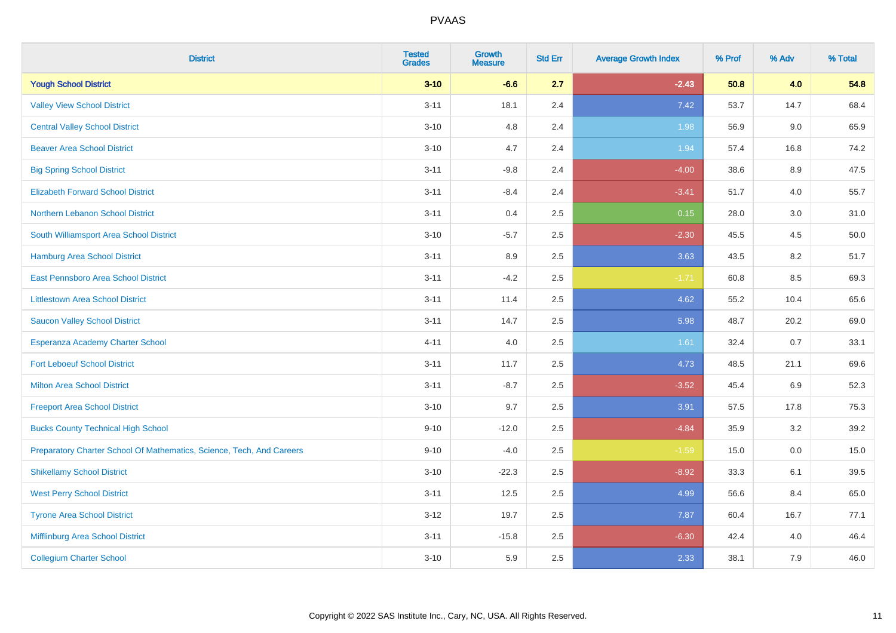# PVAAS

| District | Tested Grades | Growth Measure | Std Err | Average Growth Index | % Prof | % Adv | % Total |
|---|---|---|---|---|---|---|---|
| **Yough School District** | **3-10** | **-6.6** | **2.7** | **-2.43** | **50.8** | **4.0** | **54.8** |
| Valley View School District | 3-11 | 18.1 | 2.4 | 7.42 | 53.7 | 14.7 | 68.4 |
| Central Valley School District | 3-10 | 4.8 | 2.4 | 1.98 | 56.9 | 9.0 | 65.9 |
| Beaver Area School District | 3-10 | 4.7 | 2.4 | 1.94 | 57.4 | 16.8 | 74.2 |
| Big Spring School District | 3-11 | -9.8 | 2.4 | -4.00 | 38.6 | 8.9 | 47.5 |
| Elizabeth Forward School District | 3-11 | -8.4 | 2.4 | -3.41 | 51.7 | 4.0 | 55.7 |
| Northern Lebanon School District | 3-11 | 0.4 | 2.5 | 0.15 | 28.0 | 3.0 | 31.0 |
| South Williamsport Area School District | 3-10 | -5.7 | 2.5 | -2.30 | 45.5 | 4.5 | 50.0 |
| Hamburg Area School District | 3-11 | 8.9 | 2.5 | 3.63 | 43.5 | 8.2 | 51.7 |
| East Pennsboro Area School District | 3-11 | -4.2 | 2.5 | -1.71 | 60.8 | 8.5 | 69.3 |
| Littlestown Area School District | 3-11 | 11.4 | 2.5 | 4.62 | 55.2 | 10.4 | 65.6 |
| Saucon Valley School District | 3-11 | 14.7 | 2.5 | 5.98 | 48.7 | 20.2 | 69.0 |
| Esperanza Academy Charter School | 4-11 | 4.0 | 2.5 | 1.61 | 32.4 | 0.7 | 33.1 |
| Fort Leboeuf School District | 3-11 | 11.7 | 2.5 | 4.73 | 48.5 | 21.1 | 69.6 |
| Milton Area School District | 3-11 | -8.7 | 2.5 | -3.52 | 45.4 | 6.9 | 52.3 |
| Freeport Area School District | 3-10 | 9.7 | 2.5 | 3.91 | 57.5 | 17.8 | 75.3 |
| Bucks County Technical High School | 9-10 | -12.0 | 2.5 | -4.84 | 35.9 | 3.2 | 39.2 |
| Preparatory Charter School Of Mathematics, Science, Tech, And Careers | 9-10 | -4.0 | 2.5 | -1.59 | 15.0 | 0.0 | 15.0 |
| Shikellamy School District | 3-10 | -22.3 | 2.5 | -8.92 | 33.3 | 6.1 | 39.5 |
| West Perry School District | 3-11 | 12.5 | 2.5 | 4.99 | 56.6 | 8.4 | 65.0 |
| Tyrone Area School District | 3-12 | 19.7 | 2.5 | 7.87 | 60.4 | 16.7 | 77.1 |
| Mifflinburg Area School District | 3-11 | -15.8 | 2.5 | -6.30 | 42.4 | 4.0 | 46.4 |
| Collegium Charter School | 3-10 | 5.9 | 2.5 | 2.33 | 38.1 | 7.9 | 46.0 |

Copyright © 2022 SAS Institute Inc., Cary, NC, USA. All Rights Reserved.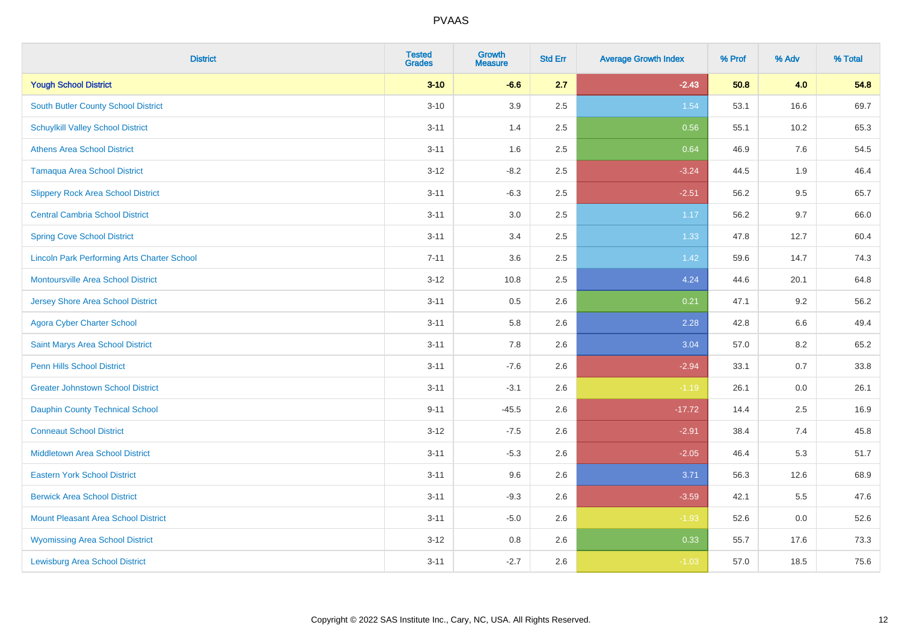| District | Tested Grades | Growth Measure | Std Err | Average Growth Index | % Prof | % Adv | % Total |
|---|---|---|---|---|---|---|---|
| **Yough School District** | **3-10** | **-6.6** | **2.7** | **-2.43** | **50.8** | **4.0** | **54.8** |
| South Butler County School District | 3-10 | 3.9 | 2.5 | 1.54 | 53.1 | 16.6 | 69.7 |
| Schuylkill Valley School District | 3-11 | 1.4 | 2.5 | 0.56 | 55.1 | 10.2 | 65.3 |
| Athens Area School District | 3-11 | 1.6 | 2.5 | 0.64 | 46.9 | 7.6 | 54.5 |
| Tamaqua Area School District | 3-12 | -8.2 | 2.5 | -3.24 | 44.5 | 1.9 | 46.4 |
| Slippery Rock Area School District | 3-11 | -6.3 | 2.5 | -2.51 | 56.2 | 9.5 | 65.7 |
| Central Cambria School District | 3-11 | 3.0 | 2.5 | 1.17 | 56.2 | 9.7 | 66.0 |
| Spring Cove School District | 3-11 | 3.4 | 2.5 | 1.33 | 47.8 | 12.7 | 60.4 |
| Lincoln Park Performing Arts Charter School | 7-11 | 3.6 | 2.5 | 1.42 | 59.6 | 14.7 | 74.3 |
| Montoursville Area School District | 3-12 | 10.8 | 2.5 | 4.24 | 44.6 | 20.1 | 64.8 |
| Jersey Shore Area School District | 3-11 | 0.5 | 2.6 | 0.21 | 47.1 | 9.2 | 56.2 |
| Agora Cyber Charter School | 3-11 | 5.8 | 2.6 | 2.28 | 42.8 | 6.6 | 49.4 |
| Saint Marys Area School District | 3-11 | 7.8 | 2.6 | 3.04 | 57.0 | 8.2 | 65.2 |
| Penn Hills School District | 3-11 | -7.6 | 2.6 | -2.94 | 33.1 | 0.7 | 33.8 |
| Greater Johnstown School District | 3-11 | -3.1 | 2.6 | -1.19 | 26.1 | 0.0 | 26.1 |
| Dauphin County Technical School | 9-11 | -45.5 | 2.6 | -17.72 | 14.4 | 2.5 | 16.9 |
| Conneaut School District | 3-12 | -7.5 | 2.6 | -2.91 | 38.4 | 7.4 | 45.8 |
| Middletown Area School District | 3-11 | -5.3 | 2.6 | -2.05 | 46.4 | 5.3 | 51.7 |
| Eastern York School District | 3-11 | 9.6 | 2.6 | 3.71 | 56.3 | 12.6 | 68.9 |
| Berwick Area School District | 3-11 | -9.3 | 2.6 | -3.59 | 42.1 | 5.5 | 47.6 |
| Mount Pleasant Area School District | 3-11 | -5.0 | 2.6 | -1.93 | 52.6 | 0.0 | 52.6 |
| Wyomissing Area School District | 3-12 | 0.8 | 2.6 | 0.33 | 55.7 | 17.6 | 73.3 |
| Lewisburg Area School District | 3-11 | -2.7 | 2.6 | -1.03 | 57.0 | 18.5 | 75.6 |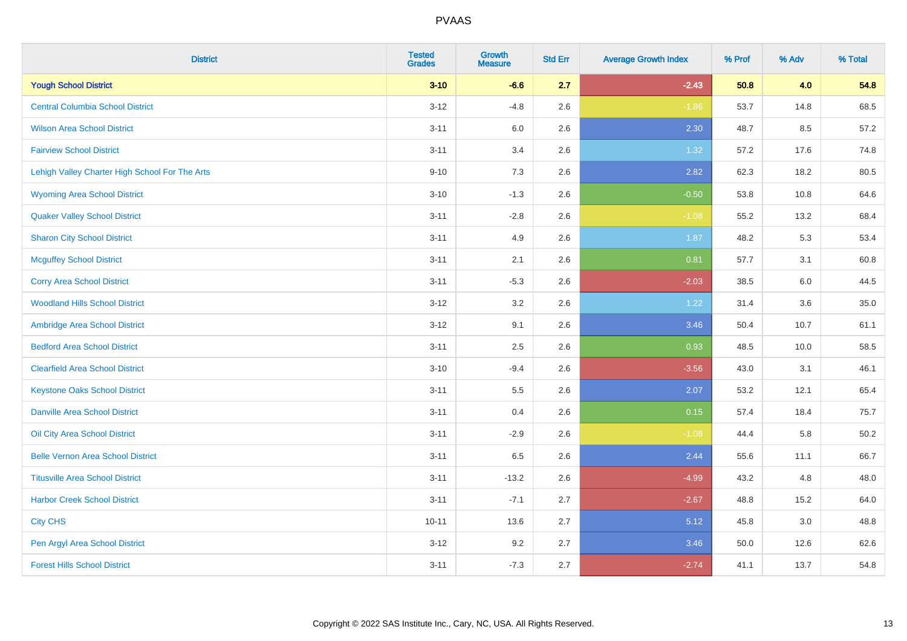PVAAS

| District | Tested Grades | Growth Measure | Std Err | Average Growth Index | % Prof | % Adv | % Total |
|---|---|---|---|---|---|---|---|
| **Yough School District** | **3-10** | **-6.6** | **2.7** | **-2.43** | **50.8** | **4.0** | **54.8** |
| Central Columbia School District | 3-12 | -4.8 | 2.6 | -1.86 | 53.7 | 14.8 | 68.5 |
| Wilson Area School District | 3-11 | 6.0 | 2.6 | 2.30 | 48.7 | 8.5 | 57.2 |
| Fairview School District | 3-11 | 3.4 | 2.6 | 1.32 | 57.2 | 17.6 | 74.8 |
| Lehigh Valley Charter High School For The Arts | 9-10 | 7.3 | 2.6 | 2.82 | 62.3 | 18.2 | 80.5 |
| Wyoming Area School District | 3-10 | -1.3 | 2.6 | -0.50 | 53.8 | 10.8 | 64.6 |
| Quaker Valley School District | 3-11 | -2.8 | 2.6 | -1.08 | 55.2 | 13.2 | 68.4 |
| Sharon City School District | 3-11 | 4.9 | 2.6 | 1.87 | 48.2 | 5.3 | 53.4 |
| Mcguffey School District | 3-11 | 2.1 | 2.6 | 0.81 | 57.7 | 3.1 | 60.8 |
| Corry Area School District | 3-11 | -5.3 | 2.6 | -2.03 | 38.5 | 6.0 | 44.5 |
| Woodland Hills School District | 3-12 | 3.2 | 2.6 | 1.22 | 31.4 | 3.6 | 35.0 |
| Ambridge Area School District | 3-12 | 9.1 | 2.6 | 3.46 | 50.4 | 10.7 | 61.1 |
| Bedford Area School District | 3-11 | 2.5 | 2.6 | 0.93 | 48.5 | 10.0 | 58.5 |
| Clearfield Area School District | 3-10 | -9.4 | 2.6 | -3.56 | 43.0 | 3.1 | 46.1 |
| Keystone Oaks School District | 3-11 | 5.5 | 2.6 | 2.07 | 53.2 | 12.1 | 65.4 |
| Danville Area School District | 3-11 | 0.4 | 2.6 | 0.15 | 57.4 | 18.4 | 75.7 |
| Oil City Area School District | 3-11 | -2.9 | 2.6 | -1.08 | 44.4 | 5.8 | 50.2 |
| Belle Vernon Area School District | 3-11 | 6.5 | 2.6 | 2.44 | 55.6 | 11.1 | 66.7 |
| Titusville Area School District | 3-11 | -13.2 | 2.6 | -4.99 | 43.2 | 4.8 | 48.0 |
| Harbor Creek School District | 3-11 | -7.1 | 2.7 | -2.67 | 48.8 | 15.2 | 64.0 |
| City CHS | 10-11 | 13.6 | 2.7 | 5.12 | 45.8 | 3.0 | 48.8 |
| Pen Argyl Area School District | 3-12 | 9.2 | 2.7 | 3.46 | 50.0 | 12.6 | 62.6 |
| Forest Hills School District | 3-11 | -7.3 | 2.7 | -2.74 | 41.1 | 13.7 | 54.8 |

Copyright © 2022 SAS Institute Inc., Cary, NC, USA. All Rights Reserved.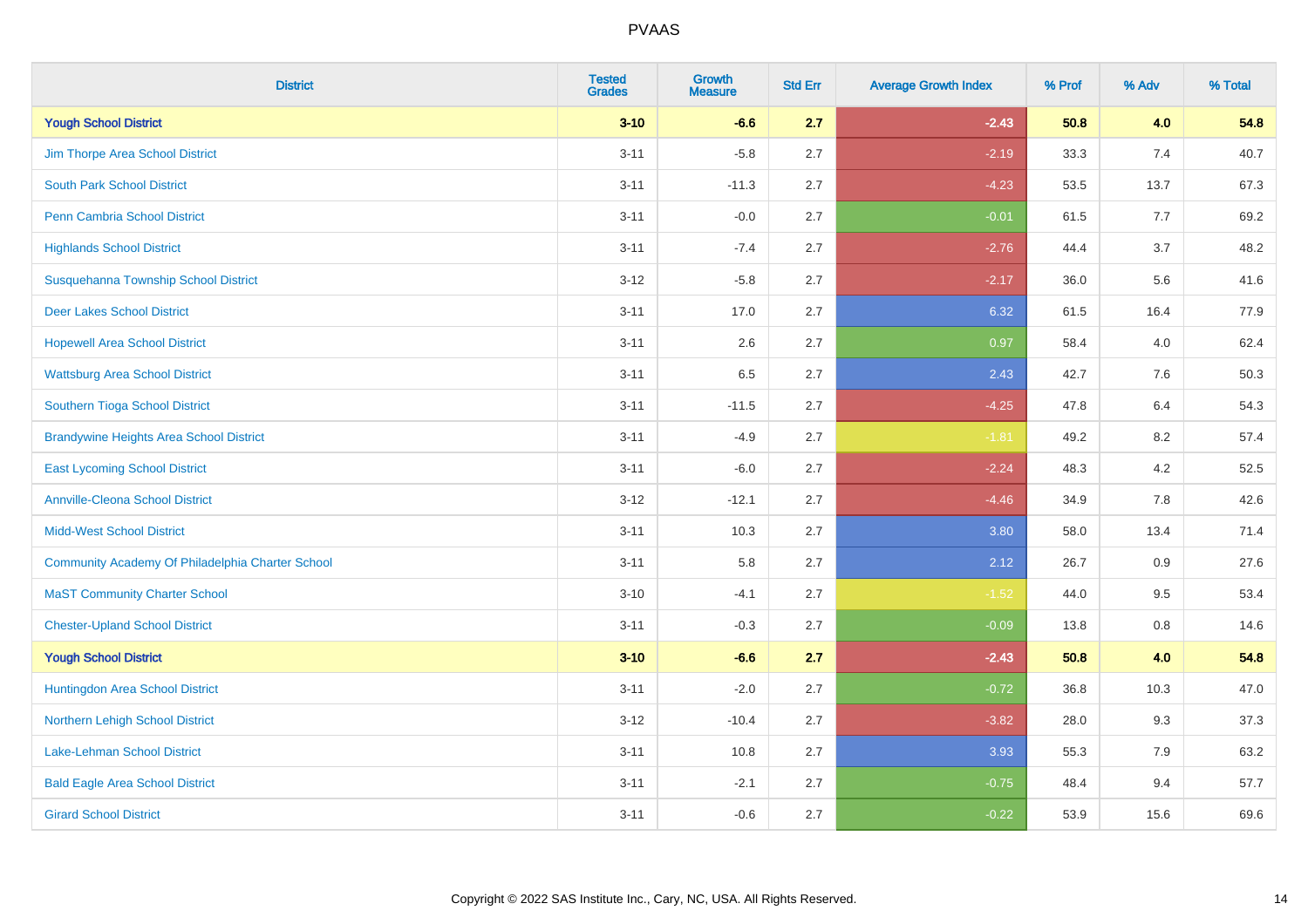# PVAAS

| District | Tested Grades | Growth Measure | Std Err | Average Growth Index | % Prof | % Adv | % Total |
|---|---|---|---|---|---|---|---|
| **Yough School District** | **3-10** | **-6.6** | **2.7** | **-2.43** | **50.8** | **4.0** | **54.8** |
| Jim Thorpe Area School District | 3-11 | -5.8 | 2.7 | -2.19 | 33.3 | 7.4 | 40.7 |
| South Park School District | 3-11 | -11.3 | 2.7 | -4.23 | 53.5 | 13.7 | 67.3 |
| Penn Cambria School District | 3-11 | -0.0 | 2.7 | -0.01 | 61.5 | 7.7 | 69.2 |
| Highlands School District | 3-11 | -7.4 | 2.7 | -2.76 | 44.4 | 3.7 | 48.2 |
| Susquehanna Township School District | 3-12 | -5.8 | 2.7 | -2.17 | 36.0 | 5.6 | 41.6 |
| Deer Lakes School District | 3-11 | 17.0 | 2.7 | 6.32 | 61.5 | 16.4 | 77.9 |
| Hopewell Area School District | 3-11 | 2.6 | 2.7 | 0.97 | 58.4 | 4.0 | 62.4 |
| Wattsburg Area School District | 3-11 | 6.5 | 2.7 | 2.43 | 42.7 | 7.6 | 50.3 |
| Southern Tioga School District | 3-11 | -11.5 | 2.7 | -4.25 | 47.8 | 6.4 | 54.3 |
| Brandywine Heights Area School District | 3-11 | -4.9 | 2.7 | -1.81 | 49.2 | 8.2 | 57.4 |
| East Lycoming School District | 3-11 | -6.0 | 2.7 | -2.24 | 48.3 | 4.2 | 52.5 |
| Annville-Cleona School District | 3-12 | -12.1 | 2.7 | -4.46 | 34.9 | 7.8 | 42.6 |
| Midd-West School District | 3-11 | 10.3 | 2.7 | 3.80 | 58.0 | 13.4 | 71.4 |
| Community Academy Of Philadelphia Charter School | 3-11 | 5.8 | 2.7 | 2.12 | 26.7 | 0.9 | 27.6 |
| MaST Community Charter School | 3-10 | -4.1 | 2.7 | -1.52 | 44.0 | 9.5 | 53.4 |
| Chester-Upland School District | 3-11 | -0.3 | 2.7 | -0.09 | 13.8 | 0.8 | 14.6 |
| **Yough School District** | **3-10** | **-6.6** | **2.7** | **-2.43** | **50.8** | **4.0** | **54.8** |
| Huntingdon Area School District | 3-11 | -2.0 | 2.7 | -0.72 | 36.8 | 10.3 | 47.0 |
| Northern Lehigh School District | 3-12 | -10.4 | 2.7 | -3.82 | 28.0 | 9.3 | 37.3 |
| Lake-Lehman School District | 3-11 | 10.8 | 2.7 | 3.93 | 55.3 | 7.9 | 63.2 |
| Bald Eagle Area School District | 3-11 | -2.1 | 2.7 | -0.75 | 48.4 | 9.4 | 57.7 |
| Girard School District | 3-11 | -0.6 | 2.7 | -0.22 | 53.9 | 15.6 | 69.6 |

Copyright © 2022 SAS Institute Inc., Cary, NC, USA. All Rights Reserved.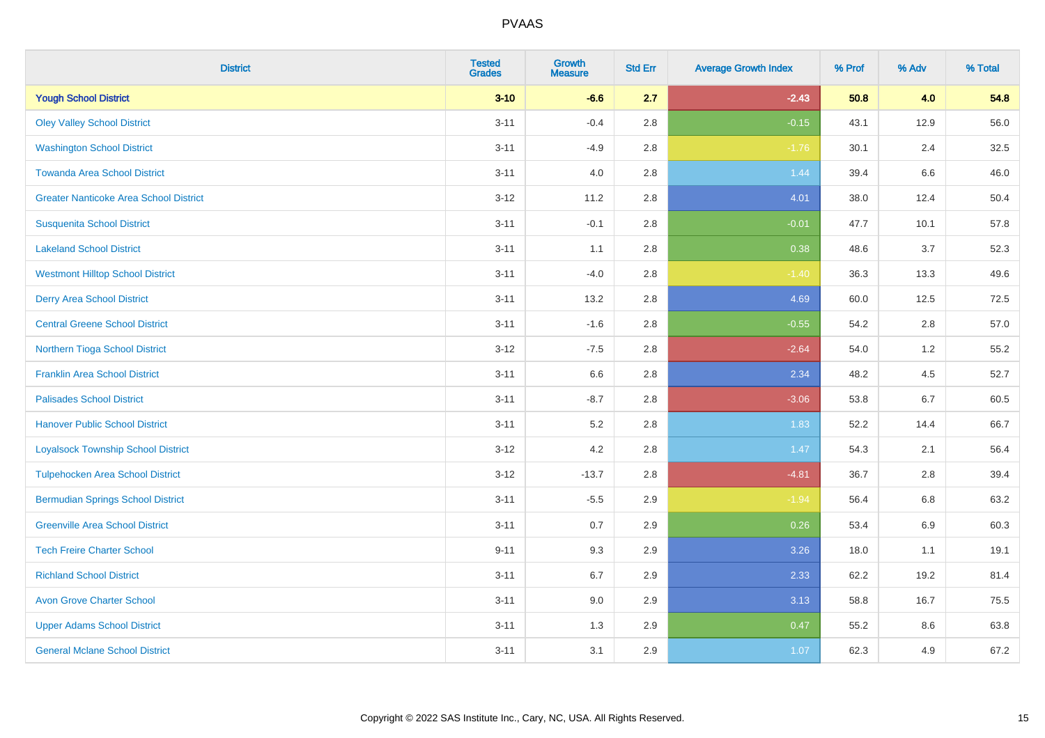| District | Tested Grades | Growth Measure | Std Err | Average Growth Index | % Prof | % Adv | % Total |
|---|---|---|---|---|---|---|---|
| **Yough School District** | **3-10** | **-6.6** | **2.7** | **-2.43** | **50.8** | **4.0** | **54.8** |
| Oley Valley School District | 3-11 | -0.4 | 2.8 | -0.15 | 43.1 | 12.9 | 56.0 |
| Washington School District | 3-11 | -4.9 | 2.8 | -1.76 | 30.1 | 2.4 | 32.5 |
| Towanda Area School District | 3-11 | 4.0 | 2.8 | 1.44 | 39.4 | 6.6 | 46.0 |
| Greater Nanticoke Area School District | 3-12 | 11.2 | 2.8 | 4.01 | 38.0 | 12.4 | 50.4 |
| Susquenita School District | 3-11 | -0.1 | 2.8 | -0.01 | 47.7 | 10.1 | 57.8 |
| Lakeland School District | 3-11 | 1.1 | 2.8 | 0.38 | 48.6 | 3.7 | 52.3 |
| Westmont Hilltop School District | 3-11 | -4.0 | 2.8 | -1.40 | 36.3 | 13.3 | 49.6 |
| Derry Area School District | 3-11 | 13.2 | 2.8 | 4.69 | 60.0 | 12.5 | 72.5 |
| Central Greene School District | 3-11 | -1.6 | 2.8 | -0.55 | 54.2 | 2.8 | 57.0 |
| Northern Tioga School District | 3-12 | -7.5 | 2.8 | -2.64 | 54.0 | 1.2 | 55.2 |
| Franklin Area School District | 3-11 | 6.6 | 2.8 | 2.34 | 48.2 | 4.5 | 52.7 |
| Palisades School District | 3-11 | -8.7 | 2.8 | -3.06 | 53.8 | 6.7 | 60.5 |
| Hanover Public School District | 3-11 | 5.2 | 2.8 | 1.83 | 52.2 | 14.4 | 66.7 |
| Loyalsock Township School District | 3-12 | 4.2 | 2.8 | 1.47 | 54.3 | 2.1 | 56.4 |
| Tulpehocken Area School District | 3-12 | -13.7 | 2.8 | -4.81 | 36.7 | 2.8 | 39.4 |
| Bermudian Springs School District | 3-11 | -5.5 | 2.9 | -1.94 | 56.4 | 6.8 | 63.2 |
| Greenville Area School District | 3-11 | 0.7 | 2.9 | 0.26 | 53.4 | 6.9 | 60.3 |
| Tech Freire Charter School | 9-11 | 9.3 | 2.9 | 3.26 | 18.0 | 1.1 | 19.1 |
| Richland School District | 3-11 | 6.7 | 2.9 | 2.33 | 62.2 | 19.2 | 81.4 |
| Avon Grove Charter School | 3-11 | 9.0 | 2.9 | 3.13 | 58.8 | 16.7 | 75.5 |
| Upper Adams School District | 3-11 | 1.3 | 2.9 | 0.47 | 55.2 | 8.6 | 63.8 |
| General Mclane School District | 3-11 | 3.1 | 2.9 | 1.07 | 62.3 | 4.9 | 67.2 |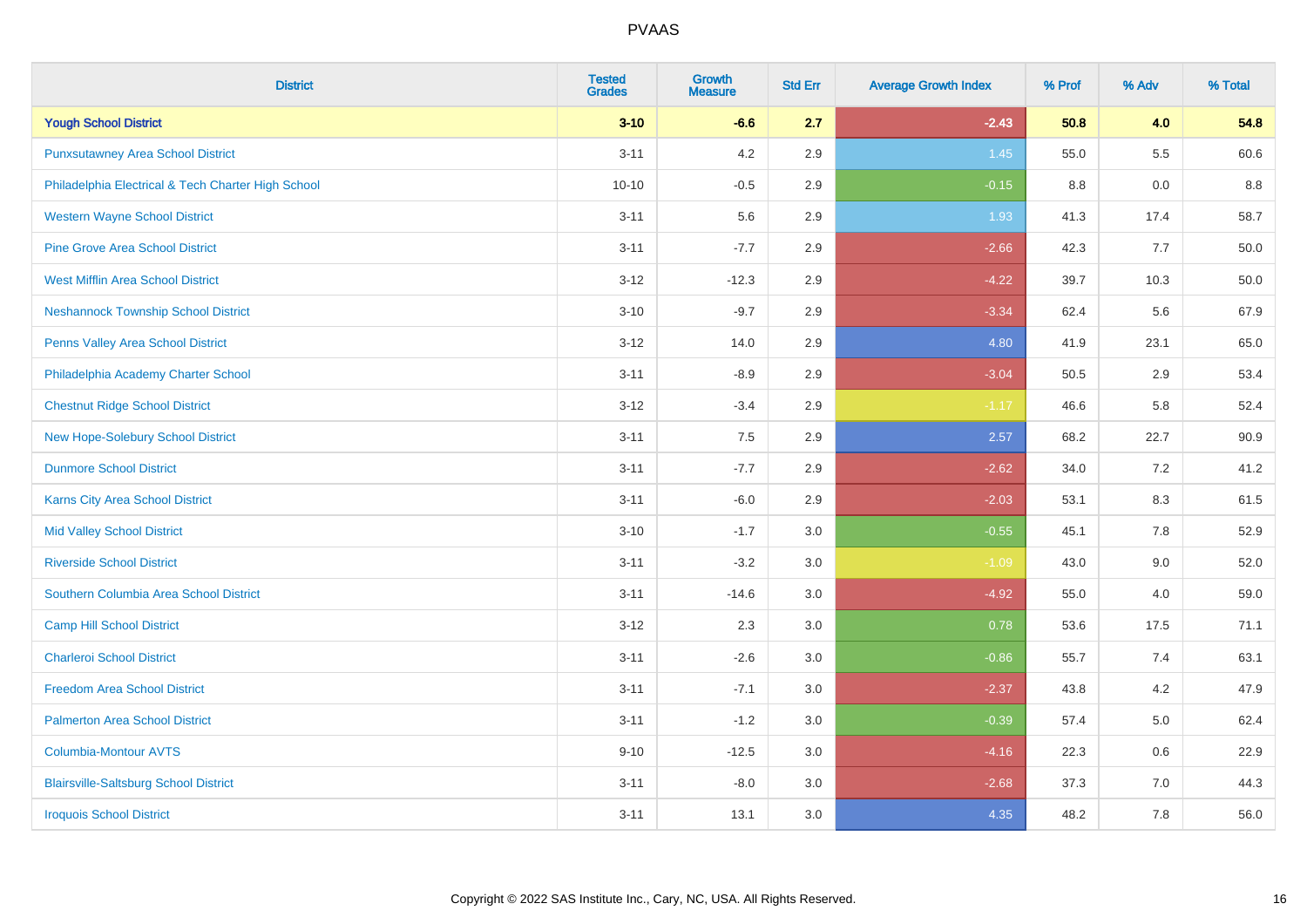| District | Tested Grades | Growth Measure | Std Err | Average Growth Index | % Prof | % Adv | % Total |
|---|---|---|---|---|---|---|---|
| **Yough School District** | **3-10** | **-6.6** | **2.7** | **-2.43** | **50.8** | **4.0** | **54.8** |
| Punxsutawney Area School District | 3-11 | 4.2 | 2.9 | 1.45 | 55.0 | 5.5 | 60.6 |
| Philadelphia Electrical & Tech Charter High School | 10-10 | -0.5 | 2.9 | -0.15 | 8.8 | 0.0 | 8.8 |
| Western Wayne School District | 3-11 | 5.6 | 2.9 | 1.93 | 41.3 | 17.4 | 58.7 |
| Pine Grove Area School District | 3-11 | -7.7 | 2.9 | -2.66 | 42.3 | 7.7 | 50.0 |
| West Mifflin Area School District | 3-12 | -12.3 | 2.9 | -4.22 | 39.7 | 10.3 | 50.0 |
| Neshannock Township School District | 3-10 | -9.7 | 2.9 | -3.34 | 62.4 | 5.6 | 67.9 |
| Penns Valley Area School District | 3-12 | 14.0 | 2.9 | 4.80 | 41.9 | 23.1 | 65.0 |
| Philadelphia Academy Charter School | 3-11 | -8.9 | 2.9 | -3.04 | 50.5 | 2.9 | 53.4 |
| Chestnut Ridge School District | 3-12 | -3.4 | 2.9 | -1.17 | 46.6 | 5.8 | 52.4 |
| New Hope-Solebury School District | 3-11 | 7.5 | 2.9 | 2.57 | 68.2 | 22.7 | 90.9 |
| Dunmore School District | 3-11 | -7.7 | 2.9 | -2.62 | 34.0 | 7.2 | 41.2 |
| Karns City Area School District | 3-11 | -6.0 | 2.9 | -2.03 | 53.1 | 8.3 | 61.5 |
| Mid Valley School District | 3-10 | -1.7 | 3.0 | -0.55 | 45.1 | 7.8 | 52.9 |
| Riverside School District | 3-11 | -3.2 | 3.0 | -1.09 | 43.0 | 9.0 | 52.0 |
| Southern Columbia Area School District | 3-11 | -14.6 | 3.0 | -4.92 | 55.0 | 4.0 | 59.0 |
| Camp Hill School District | 3-12 | 2.3 | 3.0 | 0.78 | 53.6 | 17.5 | 71.1 |
| Charleroi School District | 3-11 | -2.6 | 3.0 | -0.86 | 55.7 | 7.4 | 63.1 |
| Freedom Area School District | 3-11 | -7.1 | 3.0 | -2.37 | 43.8 | 4.2 | 47.9 |
| Palmerton Area School District | 3-11 | -1.2 | 3.0 | -0.39 | 57.4 | 5.0 | 62.4 |
| Columbia-Montour AVTS | 9-10 | -12.5 | 3.0 | -4.16 | 22.3 | 0.6 | 22.9 |
| Blairsville-Saltsburg School District | 3-11 | -8.0 | 3.0 | -2.68 | 37.3 | 7.0 | 44.3 |
| Iroquois School District | 3-11 | 13.1 | 3.0 | 4.35 | 48.2 | 7.8 | 56.0 |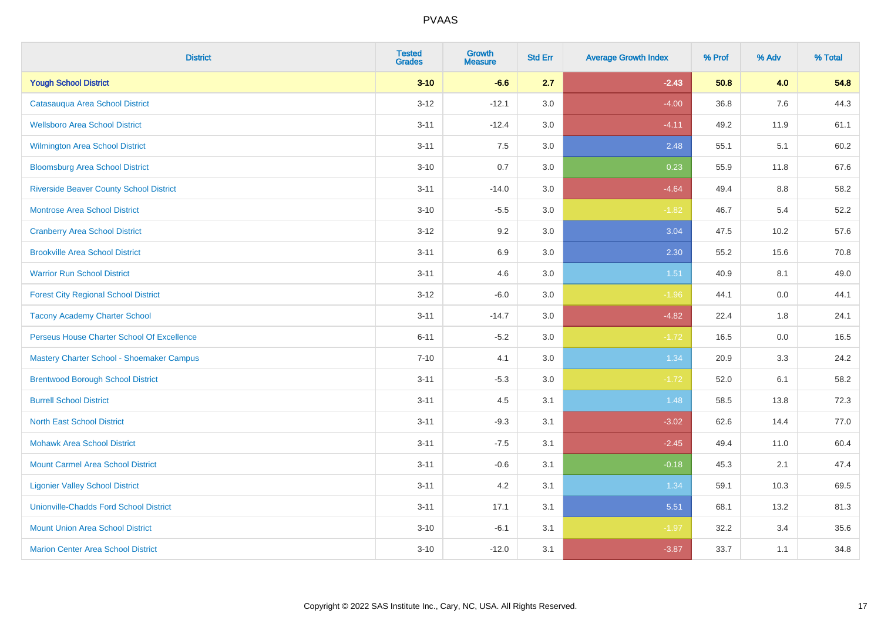# PVAAS

| District | Tested Grades | Growth Measure | Std Err | Average Growth Index | % Prof | % Adv | % Total |
|---|---|---|---|---|---|---|---|
| **Yough School District** | **3-10** | **-6.6** | **2.7** | **-2.43** | **50.8** | **4.0** | **54.8** |
| Catasauqua Area School District | 3-12 | -12.1 | 3.0 | -4.00 | 36.8 | 7.6 | 44.3 |
| Wellsboro Area School District | 3-11 | -12.4 | 3.0 | -4.11 | 49.2 | 11.9 | 61.1 |
| Wilmington Area School District | 3-11 | 7.5 | 3.0 | 2.48 | 55.1 | 5.1 | 60.2 |
| Bloomsburg Area School District | 3-10 | 0.7 | 3.0 | 0.23 | 55.9 | 11.8 | 67.6 |
| Riverside Beaver County School District | 3-11 | -14.0 | 3.0 | -4.64 | 49.4 | 8.8 | 58.2 |
| Montrose Area School District | 3-10 | -5.5 | 3.0 | -1.82 | 46.7 | 5.4 | 52.2 |
| Cranberry Area School District | 3-12 | 9.2 | 3.0 | 3.04 | 47.5 | 10.2 | 57.6 |
| Brookville Area School District | 3-11 | 6.9 | 3.0 | 2.30 | 55.2 | 15.6 | 70.8 |
| Warrior Run School District | 3-11 | 4.6 | 3.0 | 1.51 | 40.9 | 8.1 | 49.0 |
| Forest City Regional School District | 3-12 | -6.0 | 3.0 | -1.96 | 44.1 | 0.0 | 44.1 |
| Tacony Academy Charter School | 3-11 | -14.7 | 3.0 | -4.82 | 22.4 | 1.8 | 24.1 |
| Perseus House Charter School Of Excellence | 6-11 | -5.2 | 3.0 | -1.72 | 16.5 | 0.0 | 16.5 |
| Mastery Charter School - Shoemaker Campus | 7-10 | 4.1 | 3.0 | 1.34 | 20.9 | 3.3 | 24.2 |
| Brentwood Borough School District | 3-11 | -5.3 | 3.0 | -1.72 | 52.0 | 6.1 | 58.2 |
| Burrell School District | 3-11 | 4.5 | 3.1 | 1.48 | 58.5 | 13.8 | 72.3 |
| North East School District | 3-11 | -9.3 | 3.1 | -3.02 | 62.6 | 14.4 | 77.0 |
| Mohawk Area School District | 3-11 | -7.5 | 3.1 | -2.45 | 49.4 | 11.0 | 60.4 |
| Mount Carmel Area School District | 3-11 | -0.6 | 3.1 | -0.18 | 45.3 | 2.1 | 47.4 |
| Ligonier Valley School District | 3-11 | 4.2 | 3.1 | 1.34 | 59.1 | 10.3 | 69.5 |
| Unionville-Chadds Ford School District | 3-11 | 17.1 | 3.1 | 5.51 | 68.1 | 13.2 | 81.3 |
| Mount Union Area School District | 3-10 | -6.1 | 3.1 | -1.97 | 32.2 | 3.4 | 35.6 |
| Marion Center Area School District | 3-10 | -12.0 | 3.1 | -3.87 | 33.7 | 1.1 | 34.8 |

Copyright © 2022 SAS Institute Inc., Cary, NC, USA. All Rights Reserved.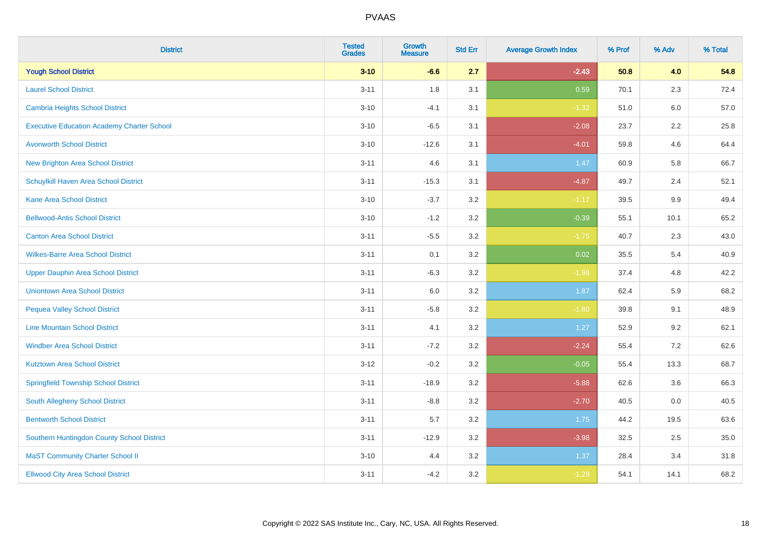# PVAAS

| District | Tested Grades | Growth Measure | Std Err | Average Growth Index | % Prof | % Adv | % Total |
|---|---|---|---|---|---|---|---|
| **Yough School District** | **3-10** | **-6.6** | **2.7** | **-2.43** | **50.8** | **4.0** | **54.8** |
| Laurel School District | 3-11 | 1.8 | 3.1 | 0.59 | 70.1 | 2.3 | 72.4 |
| Cambria Heights School District | 3-10 | -4.1 | 3.1 | -1.32 | 51.0 | 6.0 | 57.0 |
| Executive Education Academy Charter School | 3-10 | -6.5 | 3.1 | -2.08 | 23.7 | 2.2 | 25.8 |
| Avonworth School District | 3-10 | -12.6 | 3.1 | -4.01 | 59.8 | 4.6 | 64.4 |
| New Brighton Area School District | 3-11 | 4.6 | 3.1 | 1.47 | 60.9 | 5.8 | 66.7 |
| Schuylkill Haven Area School District | 3-11 | -15.3 | 3.1 | -4.87 | 49.7 | 2.4 | 52.1 |
| Kane Area School District | 3-10 | -3.7 | 3.2 | -1.17 | 39.5 | 9.9 | 49.4 |
| Bellwood-Antis School District | 3-10 | -1.2 | 3.2 | -0.39 | 55.1 | 10.1 | 65.2 |
| Canton Area School District | 3-11 | -5.5 | 3.2 | -1.75 | 40.7 | 2.3 | 43.0 |
| Wilkes-Barre Area School District | 3-11 | 0.1 | 3.2 | 0.02 | 35.5 | 5.4 | 40.9 |
| Upper Dauphin Area School District | 3-11 | -6.3 | 3.2 | -1.98 | 37.4 | 4.8 | 42.2 |
| Uniontown Area School District | 3-11 | 6.0 | 3.2 | 1.87 | 62.4 | 5.9 | 68.2 |
| Pequea Valley School District | 3-11 | -5.8 | 3.2 | -1.80 | 39.8 | 9.1 | 48.9 |
| Line Mountain School District | 3-11 | 4.1 | 3.2 | 1.27 | 52.9 | 9.2 | 62.1 |
| Windber Area School District | 3-11 | -7.2 | 3.2 | -2.24 | 55.4 | 7.2 | 62.6 |
| Kutztown Area School District | 3-12 | -0.2 | 3.2 | -0.05 | 55.4 | 13.3 | 68.7 |
| Springfield Township School District | 3-11 | -18.9 | 3.2 | -5.88 | 62.6 | 3.6 | 66.3 |
| South Allegheny School District | 3-11 | -8.8 | 3.2 | -2.70 | 40.5 | 0.0 | 40.5 |
| Bentworth School District | 3-11 | 5.7 | 3.2 | 1.75 | 44.2 | 19.5 | 63.6 |
| Southern Huntingdon County School District | 3-11 | -12.9 | 3.2 | -3.98 | 32.5 | 2.5 | 35.0 |
| MaST Community Charter School II | 3-10 | 4.4 | 3.2 | 1.37 | 28.4 | 3.4 | 31.8 |
| Ellwood City Area School District | 3-11 | -4.2 | 3.2 | -1.29 | 54.1 | 14.1 | 68.2 |

Copyright © 2022 SAS Institute Inc., Cary, NC, USA. All Rights Reserved.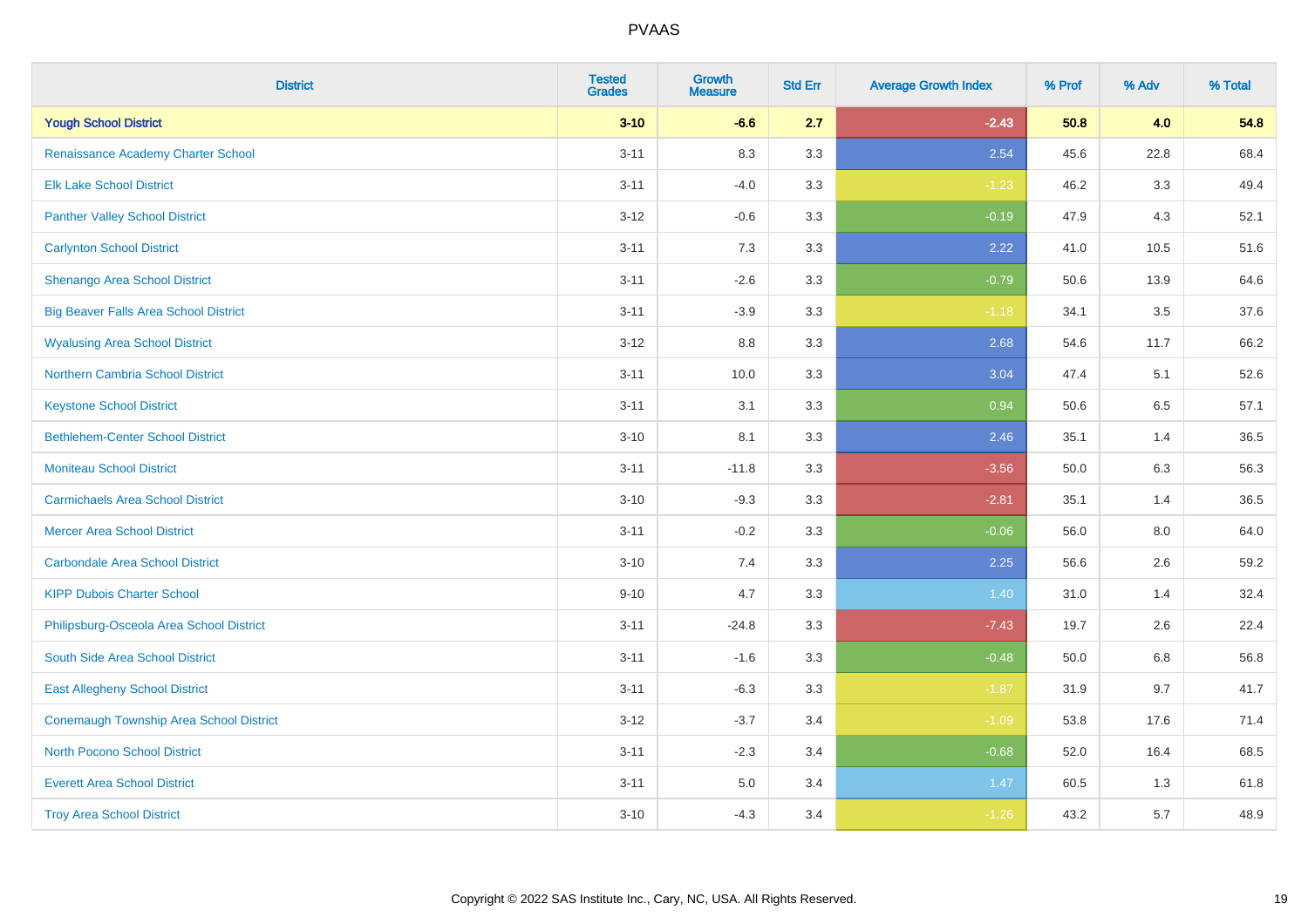# PVAAS

| District | Tested Grades | Growth Measure | Std Err | Average Growth Index | % Prof | % Adv | % Total |
|---|---|---|---|---|---|---|---|
| **Yough School District** | **3-10** | **-6.6** | **2.7** | **-2.43** | **50.8** | **4.0** | **54.8** |
| Renaissance Academy Charter School | 3-11 | 8.3 | 3.3 | 2.54 | 45.6 | 22.8 | 68.4 |
| Elk Lake School District | 3-11 | -4.0 | 3.3 | -1.23 | 46.2 | 3.3 | 49.4 |
| Panther Valley School District | 3-12 | -0.6 | 3.3 | -0.19 | 47.9 | 4.3 | 52.1 |
| Carlynton School District | 3-11 | 7.3 | 3.3 | 2.22 | 41.0 | 10.5 | 51.6 |
| Shenango Area School District | 3-11 | -2.6 | 3.3 | -0.79 | 50.6 | 13.9 | 64.6 |
| Big Beaver Falls Area School District | 3-11 | -3.9 | 3.3 | -1.18 | 34.1 | 3.5 | 37.6 |
| Wyalusing Area School District | 3-12 | 8.8 | 3.3 | 2.68 | 54.6 | 11.7 | 66.2 |
| Northern Cambria School District | 3-11 | 10.0 | 3.3 | 3.04 | 47.4 | 5.1 | 52.6 |
| Keystone School District | 3-11 | 3.1 | 3.3 | 0.94 | 50.6 | 6.5 | 57.1 |
| Bethlehem-Center School District | 3-10 | 8.1 | 3.3 | 2.46 | 35.1 | 1.4 | 36.5 |
| Moniteau School District | 3-11 | -11.8 | 3.3 | -3.56 | 50.0 | 6.3 | 56.3 |
| Carmichaels Area School District | 3-10 | -9.3 | 3.3 | -2.81 | 35.1 | 1.4 | 36.5 |
| Mercer Area School District | 3-11 | -0.2 | 3.3 | -0.06 | 56.0 | 8.0 | 64.0 |
| Carbondale Area School District | 3-10 | 7.4 | 3.3 | 2.25 | 56.6 | 2.6 | 59.2 |
| KIPP Dubois Charter School | 9-10 | 4.7 | 3.3 | 1.40 | 31.0 | 1.4 | 32.4 |
| Philipsburg-Osceola Area School District | 3-11 | -24.8 | 3.3 | -7.43 | 19.7 | 2.6 | 22.4 |
| South Side Area School District | 3-11 | -1.6 | 3.3 | -0.48 | 50.0 | 6.8 | 56.8 |
| East Allegheny School District | 3-11 | -6.3 | 3.3 | -1.87 | 31.9 | 9.7 | 41.7 |
| Conemaugh Township Area School District | 3-12 | -3.7 | 3.4 | -1.09 | 53.8 | 17.6 | 71.4 |
| North Pocono School District | 3-11 | -2.3 | 3.4 | -0.68 | 52.0 | 16.4 | 68.5 |
| Everett Area School District | 3-11 | 5.0 | 3.4 | 1.47 | 60.5 | 1.3 | 61.8 |
| Troy Area School District | 3-10 | -4.3 | 3.4 | -1.26 | 43.2 | 5.7 | 48.9 |

Copyright © 2022 SAS Institute Inc., Cary, NC, USA. All Rights Reserved.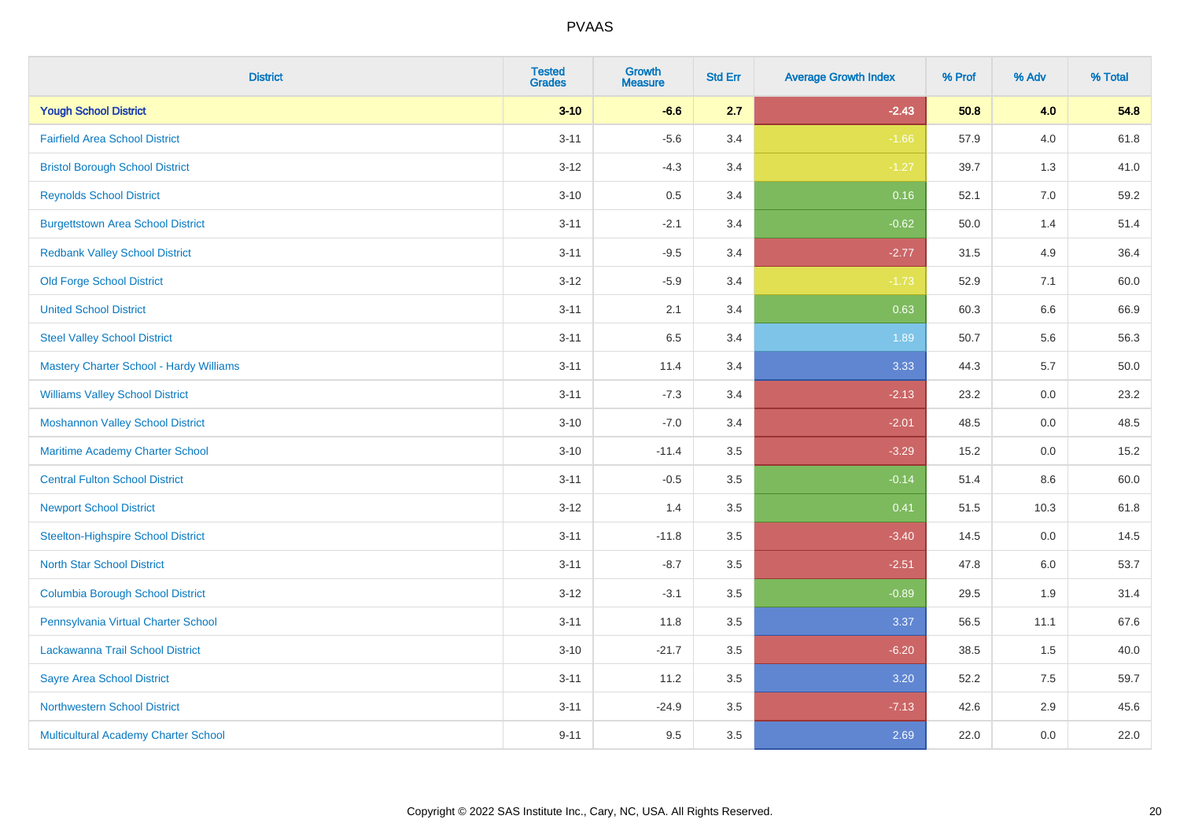PVAAS

| District | Tested Grades | Growth Measure | Std Err | Average Growth Index | % Prof | % Adv | % Total |
|---|---|---|---|---|---|---|---|
| **Yough School District** | **3-10** | **-6.6** | **2.7** | **-2.43** | **50.8** | **4.0** | **54.8** |
| Fairfield Area School District | 3-11 | -5.6 | 3.4 | -1.66 | 57.9 | 4.0 | 61.8 |
| Bristol Borough School District | 3-12 | -4.3 | 3.4 | -1.27 | 39.7 | 1.3 | 41.0 |
| Reynolds School District | 3-10 | 0.5 | 3.4 | 0.16 | 52.1 | 7.0 | 59.2 |
| Burgettstown Area School District | 3-11 | -2.1 | 3.4 | -0.62 | 50.0 | 1.4 | 51.4 |
| Redbank Valley School District | 3-11 | -9.5 | 3.4 | -2.77 | 31.5 | 4.9 | 36.4 |
| Old Forge School District | 3-12 | -5.9 | 3.4 | -1.73 | 52.9 | 7.1 | 60.0 |
| United School District | 3-11 | 2.1 | 3.4 | 0.63 | 60.3 | 6.6 | 66.9 |
| Steel Valley School District | 3-11 | 6.5 | 3.4 | 1.89 | 50.7 | 5.6 | 56.3 |
| Mastery Charter School - Hardy Williams | 3-11 | 11.4 | 3.4 | 3.33 | 44.3 | 5.7 | 50.0 |
| Williams Valley School District | 3-11 | -7.3 | 3.4 | -2.13 | 23.2 | 0.0 | 23.2 |
| Moshannon Valley School District | 3-10 | -7.0 | 3.4 | -2.01 | 48.5 | 0.0 | 48.5 |
| Maritime Academy Charter School | 3-10 | -11.4 | 3.5 | -3.29 | 15.2 | 0.0 | 15.2 |
| Central Fulton School District | 3-11 | -0.5 | 3.5 | -0.14 | 51.4 | 8.6 | 60.0 |
| Newport School District | 3-12 | 1.4 | 3.5 | 0.41 | 51.5 | 10.3 | 61.8 |
| Steelton-Highspire School District | 3-11 | -11.8 | 3.5 | -3.40 | 14.5 | 0.0 | 14.5 |
| North Star School District | 3-11 | -8.7 | 3.5 | -2.51 | 47.8 | 6.0 | 53.7 |
| Columbia Borough School District | 3-12 | -3.1 | 3.5 | -0.89 | 29.5 | 1.9 | 31.4 |
| Pennsylvania Virtual Charter School | 3-11 | 11.8 | 3.5 | 3.37 | 56.5 | 11.1 | 67.6 |
| Lackawanna Trail School District | 3-10 | -21.7 | 3.5 | -6.20 | 38.5 | 1.5 | 40.0 |
| Sayre Area School District | 3-11 | 11.2 | 3.5 | 3.20 | 52.2 | 7.5 | 59.7 |
| Northwestern School District | 3-11 | -24.9 | 3.5 | -7.13 | 42.6 | 2.9 | 45.6 |
| Multicultural Academy Charter School | 9-11 | 9.5 | 3.5 | 2.69 | 22.0 | 0.0 | 22.0 |

Copyright © 2022 SAS Institute Inc., Cary, NC, USA. All Rights Reserved.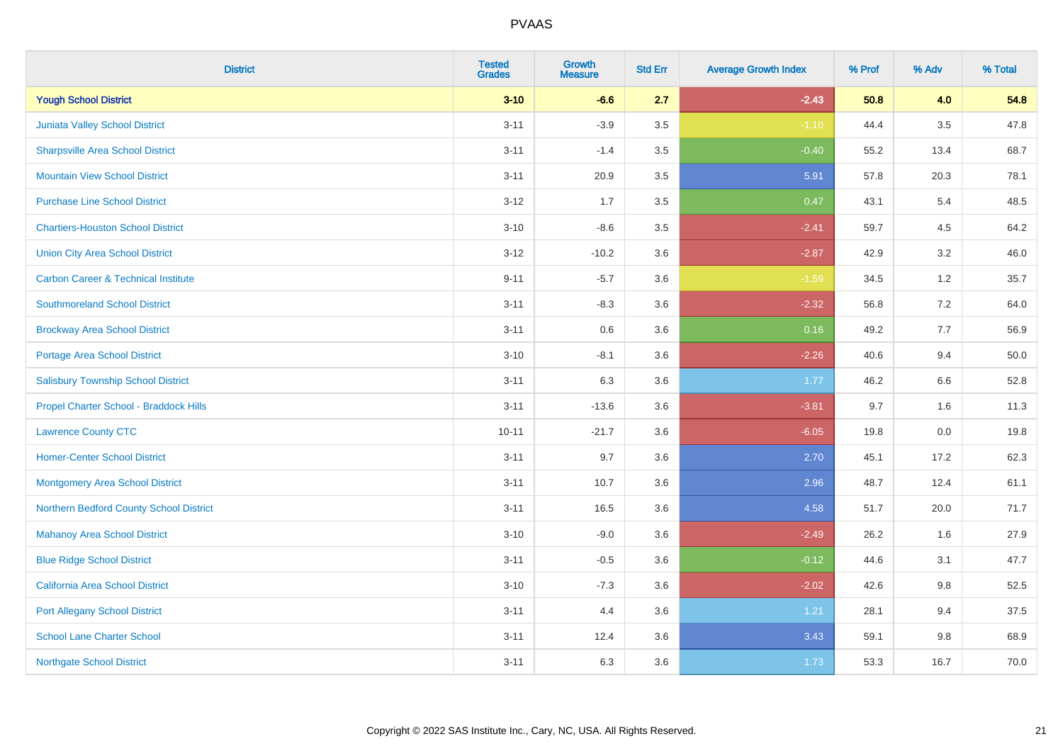PVAAS

| District | Tested Grades | Growth Measure | Std Err | Average Growth Index | % Prof | % Adv | % Total |
|---|---|---|---|---|---|---|---|
| **Yough School District** | **3-10** | **-6.6** | **2.7** | **-2.43** | **50.8** | **4.0** | **54.8** |
| Juniata Valley School District | 3-11 | -3.9 | 3.5 | -1.10 | 44.4 | 3.5 | 47.8 |
| Sharpsville Area School District | 3-11 | -1.4 | 3.5 | -0.40 | 55.2 | 13.4 | 68.7 |
| Mountain View School District | 3-11 | 20.9 | 3.5 | 5.91 | 57.8 | 20.3 | 78.1 |
| Purchase Line School District | 3-12 | 1.7 | 3.5 | 0.47 | 43.1 | 5.4 | 48.5 |
| Chartiers-Houston School District | 3-10 | -8.6 | 3.5 | -2.41 | 59.7 | 4.5 | 64.2 |
| Union City Area School District | 3-12 | -10.2 | 3.6 | -2.87 | 42.9 | 3.2 | 46.0 |
| Carbon Career & Technical Institute | 9-11 | -5.7 | 3.6 | -1.59 | 34.5 | 1.2 | 35.7 |
| Southmoreland School District | 3-11 | -8.3 | 3.6 | -2.32 | 56.8 | 7.2 | 64.0 |
| Brockway Area School District | 3-11 | 0.6 | 3.6 | 0.16 | 49.2 | 7.7 | 56.9 |
| Portage Area School District | 3-10 | -8.1 | 3.6 | -2.26 | 40.6 | 9.4 | 50.0 |
| Salisbury Township School District | 3-11 | 6.3 | 3.6 | 1.77 | 46.2 | 6.6 | 52.8 |
| Propel Charter School - Braddock Hills | 3-11 | -13.6 | 3.6 | -3.81 | 9.7 | 1.6 | 11.3 |
| Lawrence County CTC | 10-11 | -21.7 | 3.6 | -6.05 | 19.8 | 0.0 | 19.8 |
| Homer-Center School District | 3-11 | 9.7 | 3.6 | 2.70 | 45.1 | 17.2 | 62.3 |
| Montgomery Area School District | 3-11 | 10.7 | 3.6 | 2.96 | 48.7 | 12.4 | 61.1 |
| Northern Bedford County School District | 3-11 | 16.5 | 3.6 | 4.58 | 51.7 | 20.0 | 71.7 |
| Mahanoy Area School District | 3-10 | -9.0 | 3.6 | -2.49 | 26.2 | 1.6 | 27.9 |
| Blue Ridge School District | 3-11 | -0.5 | 3.6 | -0.12 | 44.6 | 3.1 | 47.7 |
| California Area School District | 3-10 | -7.3 | 3.6 | -2.02 | 42.6 | 9.8 | 52.5 |
| Port Allegany School District | 3-11 | 4.4 | 3.6 | 1.21 | 28.1 | 9.4 | 37.5 |
| School Lane Charter School | 3-11 | 12.4 | 3.6 | 3.43 | 59.1 | 9.8 | 68.9 |
| Northgate School District | 3-11 | 6.3 | 3.6 | 1.73 | 53.3 | 16.7 | 70.0 |

Copyright © 2022 SAS Institute Inc., Cary, NC, USA. All Rights Reserved.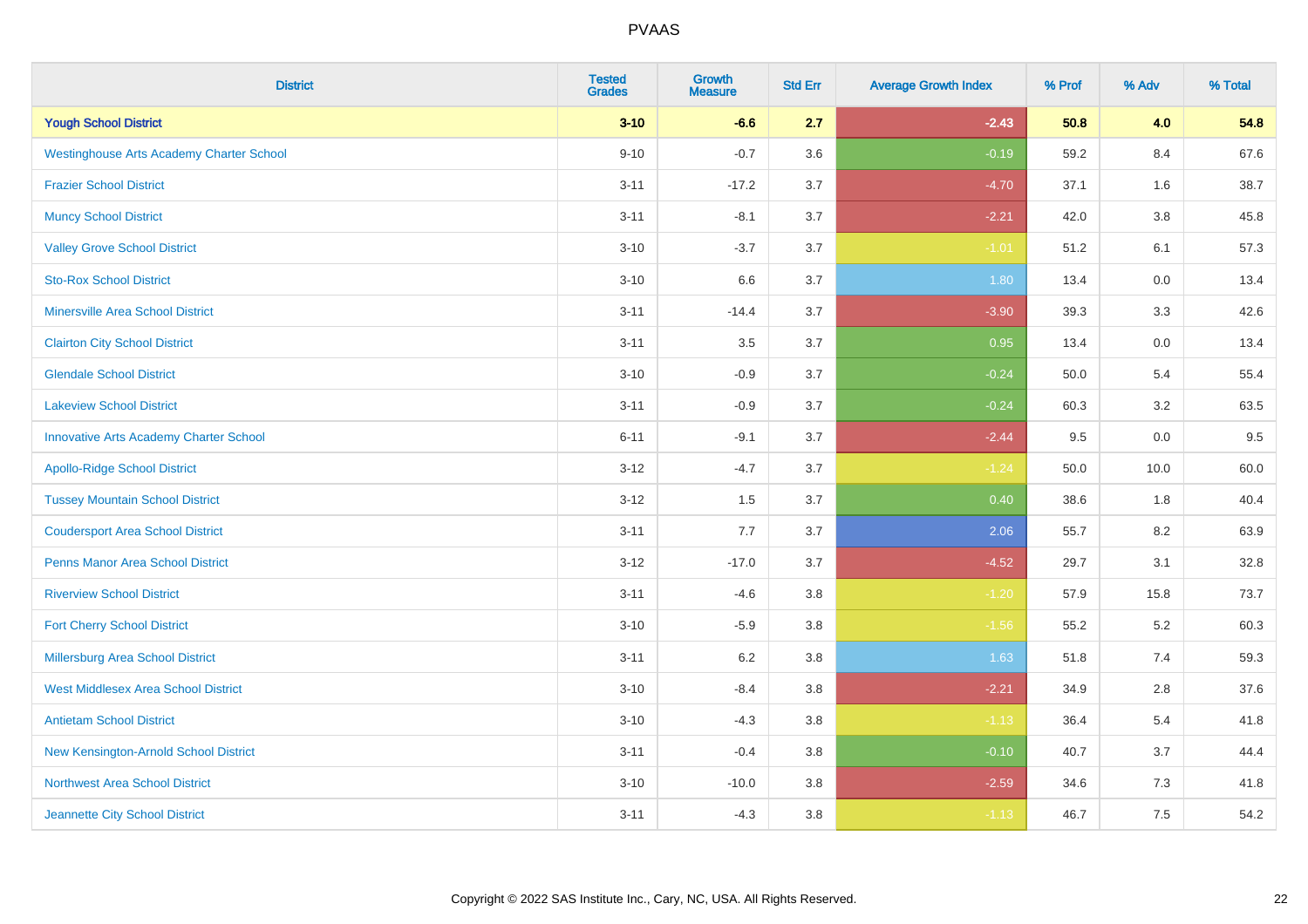| District | Tested Grades | Growth Measure | Std Err | Average Growth Index | % Prof | % Adv | % Total |
|---|---|---|---|---|---|---|---|
| **Yough School District** | **3-10** | **-6.6** | **2.7** | **-2.43** | **50.8** | **4.0** | **54.8** |
| Westinghouse Arts Academy Charter School | 9-10 | -0.7 | 3.6 | -0.19 | 59.2 | 8.4 | 67.6 |
| Frazier School District | 3-11 | -17.2 | 3.7 | -4.70 | 37.1 | 1.6 | 38.7 |
| Muncy School District | 3-11 | -8.1 | 3.7 | -2.21 | 42.0 | 3.8 | 45.8 |
| Valley Grove School District | 3-10 | -3.7 | 3.7 | -1.01 | 51.2 | 6.1 | 57.3 |
| Sto-Rox School District | 3-10 | 6.6 | 3.7 | 1.80 | 13.4 | 0.0 | 13.4 |
| Minersville Area School District | 3-11 | -14.4 | 3.7 | -3.90 | 39.3 | 3.3 | 42.6 |
| Clairton City School District | 3-11 | 3.5 | 3.7 | 0.95 | 13.4 | 0.0 | 13.4 |
| Glendale School District | 3-10 | -0.9 | 3.7 | -0.24 | 50.0 | 5.4 | 55.4 |
| Lakeview School District | 3-11 | -0.9 | 3.7 | -0.24 | 60.3 | 3.2 | 63.5 |
| Innovative Arts Academy Charter School | 6-11 | -9.1 | 3.7 | -2.44 | 9.5 | 0.0 | 9.5 |
| Apollo-Ridge School District | 3-12 | -4.7 | 3.7 | -1.24 | 50.0 | 10.0 | 60.0 |
| Tussey Mountain School District | 3-12 | 1.5 | 3.7 | 0.40 | 38.6 | 1.8 | 40.4 |
| Coudersport Area School District | 3-11 | 7.7 | 3.7 | 2.06 | 55.7 | 8.2 | 63.9 |
| Penns Manor Area School District | 3-12 | -17.0 | 3.7 | -4.52 | 29.7 | 3.1 | 32.8 |
| Riverview School District | 3-11 | -4.6 | 3.8 | -1.20 | 57.9 | 15.8 | 73.7 |
| Fort Cherry School District | 3-10 | -5.9 | 3.8 | -1.56 | 55.2 | 5.2 | 60.3 |
| Millersburg Area School District | 3-11 | 6.2 | 3.8 | 1.63 | 51.8 | 7.4 | 59.3 |
| West Middlesex Area School District | 3-10 | -8.4 | 3.8 | -2.21 | 34.9 | 2.8 | 37.6 |
| Antietam School District | 3-10 | -4.3 | 3.8 | -1.13 | 36.4 | 5.4 | 41.8 |
| New Kensington-Arnold School District | 3-11 | -0.4 | 3.8 | -0.10 | 40.7 | 3.7 | 44.4 |
| Northwest Area School District | 3-10 | -10.0 | 3.8 | -2.59 | 34.6 | 7.3 | 41.8 |
| Jeannette City School District | 3-11 | -4.3 | 3.8 | -1.13 | 46.7 | 7.5 | 54.2 |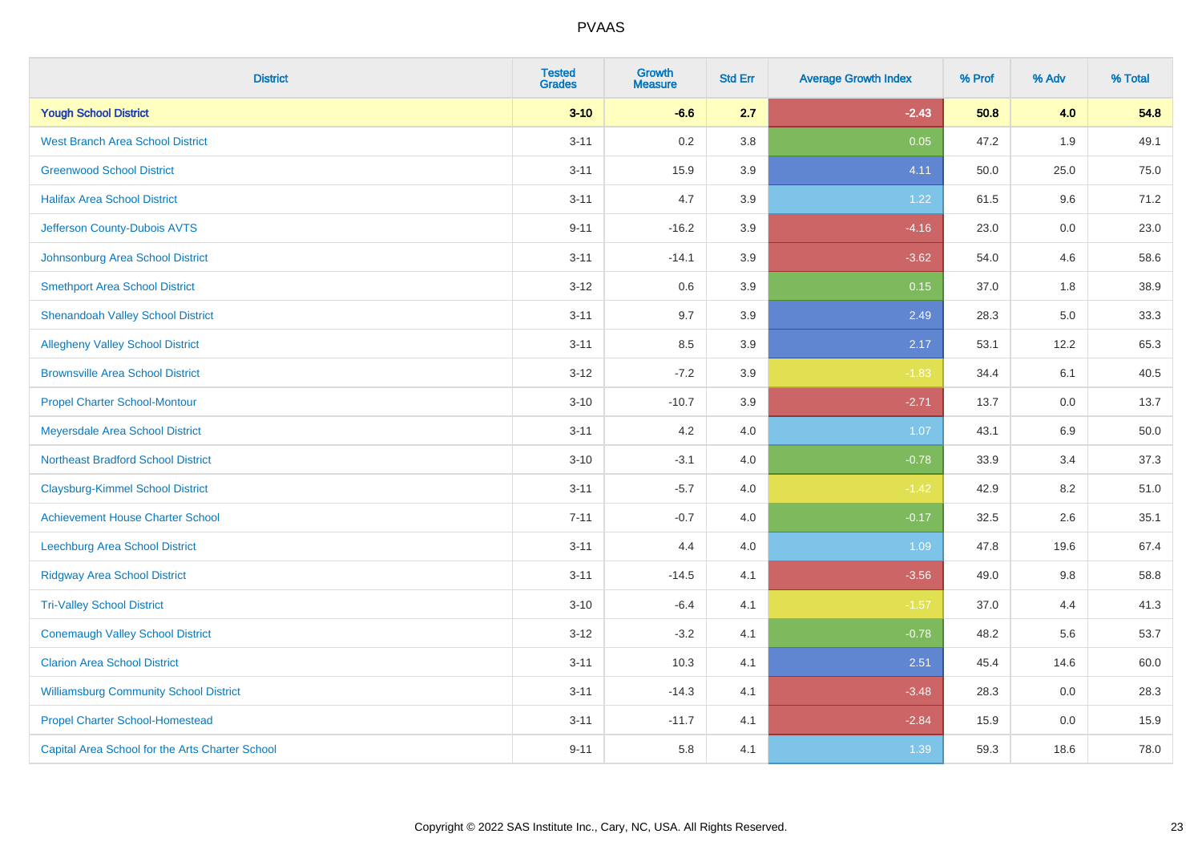# PVAAS

| District | Tested Grades | Growth Measure | Std Err | Average Growth Index | % Prof | % Adv | % Total |
|---|---|---|---|---|---|---|---|
| **Yough School District** | **3-10** | **-6.6** | **2.7** | **-2.43** | **50.8** | **4.0** | **54.8** |
| West Branch Area School District | 3-11 | 0.2 | 3.8 | 0.05 | 47.2 | 1.9 | 49.1 |
| Greenwood School District | 3-11 | 15.9 | 3.9 | 4.11 | 50.0 | 25.0 | 75.0 |
| Halifax Area School District | 3-11 | 4.7 | 3.9 | 1.22 | 61.5 | 9.6 | 71.2 |
| Jefferson County-Dubois AVTS | 9-11 | -16.2 | 3.9 | -4.16 | 23.0 | 0.0 | 23.0 |
| Johnsonburg Area School District | 3-11 | -14.1 | 3.9 | -3.62 | 54.0 | 4.6 | 58.6 |
| Smethport Area School District | 3-12 | 0.6 | 3.9 | 0.15 | 37.0 | 1.8 | 38.9 |
| Shenandoah Valley School District | 3-11 | 9.7 | 3.9 | 2.49 | 28.3 | 5.0 | 33.3 |
| Allegheny Valley School District | 3-11 | 8.5 | 3.9 | 2.17 | 53.1 | 12.2 | 65.3 |
| Brownsville Area School District | 3-12 | -7.2 | 3.9 | -1.83 | 34.4 | 6.1 | 40.5 |
| Propel Charter School-Montour | 3-10 | -10.7 | 3.9 | -2.71 | 13.7 | 0.0 | 13.7 |
| Meyersdale Area School District | 3-11 | 4.2 | 4.0 | 1.07 | 43.1 | 6.9 | 50.0 |
| Northeast Bradford School District | 3-10 | -3.1 | 4.0 | -0.78 | 33.9 | 3.4 | 37.3 |
| Claysburg-Kimmel School District | 3-11 | -5.7 | 4.0 | -1.42 | 42.9 | 8.2 | 51.0 |
| Achievement House Charter School | 7-11 | -0.7 | 4.0 | -0.17 | 32.5 | 2.6 | 35.1 |
| Leechburg Area School District | 3-11 | 4.4 | 4.0 | 1.09 | 47.8 | 19.6 | 67.4 |
| Ridgway Area School District | 3-11 | -14.5 | 4.1 | -3.56 | 49.0 | 9.8 | 58.8 |
| Tri-Valley School District | 3-10 | -6.4 | 4.1 | -1.57 | 37.0 | 4.4 | 41.3 |
| Conemaugh Valley School District | 3-12 | -3.2 | 4.1 | -0.78 | 48.2 | 5.6 | 53.7 |
| Clarion Area School District | 3-11 | 10.3 | 4.1 | 2.51 | 45.4 | 14.6 | 60.0 |
| Williamsburg Community School District | 3-11 | -14.3 | 4.1 | -3.48 | 28.3 | 0.0 | 28.3 |
| Propel Charter School-Homestead | 3-11 | -11.7 | 4.1 | -2.84 | 15.9 | 0.0 | 15.9 |
| Capital Area School for the Arts Charter School | 9-11 | 5.8 | 4.1 | 1.39 | 59.3 | 18.6 | 78.0 |

Copyright © 2022 SAS Institute Inc., Cary, NC, USA. All Rights Reserved.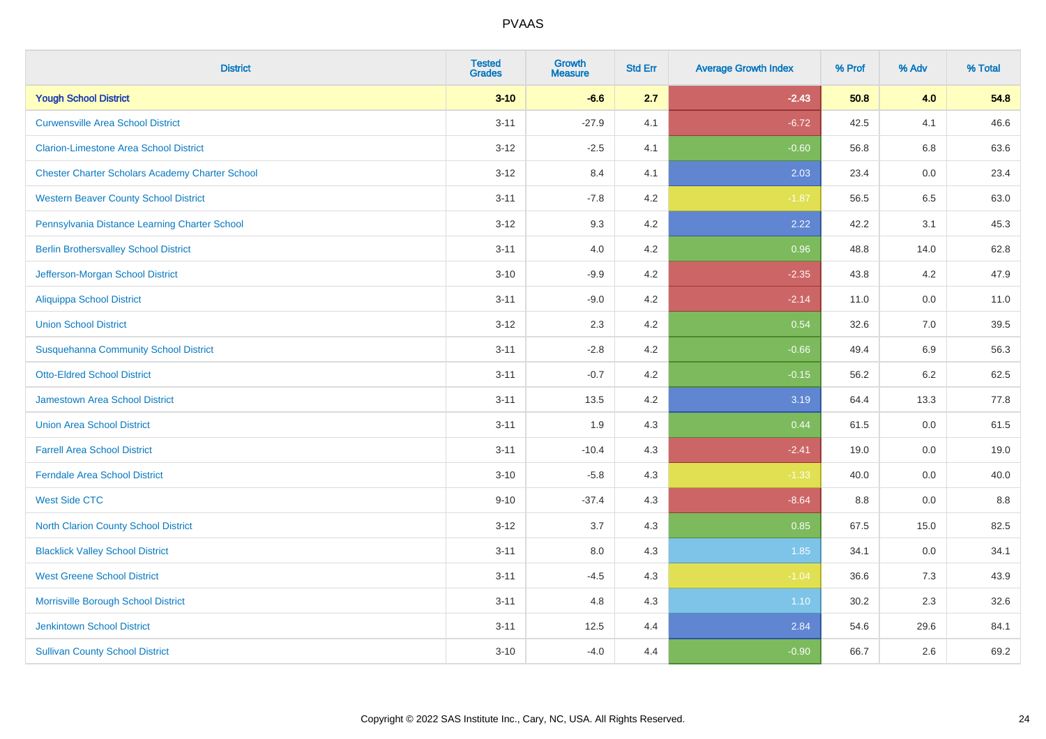# PVAAS

| District | Tested Grades | Growth Measure | Std Err | Average Growth Index | % Prof | % Adv | % Total |
|---|---|---|---|---|---|---|---|
| **Yough School District** | **3-10** | **-6.6** | **2.7** | **-2.43** | **50.8** | **4.0** | **54.8** |
| Curwensville Area School District | 3-11 | -27.9 | 4.1 | -6.72 | 42.5 | 4.1 | 46.6 |
| Clarion-Limestone Area School District | 3-12 | -2.5 | 4.1 | -0.60 | 56.8 | 6.8 | 63.6 |
| Chester Charter Scholars Academy Charter School | 3-12 | 8.4 | 4.1 | 2.03 | 23.4 | 0.0 | 23.4 |
| Western Beaver County School District | 3-11 | -7.8 | 4.2 | -1.87 | 56.5 | 6.5 | 63.0 |
| Pennsylvania Distance Learning Charter School | 3-12 | 9.3 | 4.2 | 2.22 | 42.2 | 3.1 | 45.3 |
| Berlin Brothersvalley School District | 3-11 | 4.0 | 4.2 | 0.96 | 48.8 | 14.0 | 62.8 |
| Jefferson-Morgan School District | 3-10 | -9.9 | 4.2 | -2.35 | 43.8 | 4.2 | 47.9 |
| Aliquippa School District | 3-11 | -9.0 | 4.2 | -2.14 | 11.0 | 0.0 | 11.0 |
| Union School District | 3-12 | 2.3 | 4.2 | 0.54 | 32.6 | 7.0 | 39.5 |
| Susquehanna Community School District | 3-11 | -2.8 | 4.2 | -0.66 | 49.4 | 6.9 | 56.3 |
| Otto-Eldred School District | 3-11 | -0.7 | 4.2 | -0.15 | 56.2 | 6.2 | 62.5 |
| Jamestown Area School District | 3-11 | 13.5 | 4.2 | 3.19 | 64.4 | 13.3 | 77.8 |
| Union Area School District | 3-11 | 1.9 | 4.3 | 0.44 | 61.5 | 0.0 | 61.5 |
| Farrell Area School District | 3-11 | -10.4 | 4.3 | -2.41 | 19.0 | 0.0 | 19.0 |
| Ferndale Area School District | 3-10 | -5.8 | 4.3 | -1.33 | 40.0 | 0.0 | 40.0 |
| West Side CTC | 9-10 | -37.4 | 4.3 | -8.64 | 8.8 | 0.0 | 8.8 |
| North Clarion County School District | 3-12 | 3.7 | 4.3 | 0.85 | 67.5 | 15.0 | 82.5 |
| Blacklick Valley School District | 3-11 | 8.0 | 4.3 | 1.85 | 34.1 | 0.0 | 34.1 |
| West Greene School District | 3-11 | -4.5 | 4.3 | -1.04 | 36.6 | 7.3 | 43.9 |
| Morrisville Borough School District | 3-11 | 4.8 | 4.3 | 1.10 | 30.2 | 2.3 | 32.6 |
| Jenkintown School District | 3-11 | 12.5 | 4.4 | 2.84 | 54.6 | 29.6 | 84.1 |
| Sullivan County School District | 3-10 | -4.0 | 4.4 | -0.90 | 66.7 | 2.6 | 69.2 |

Copyright © 2022 SAS Institute Inc., Cary, NC, USA. All Rights Reserved.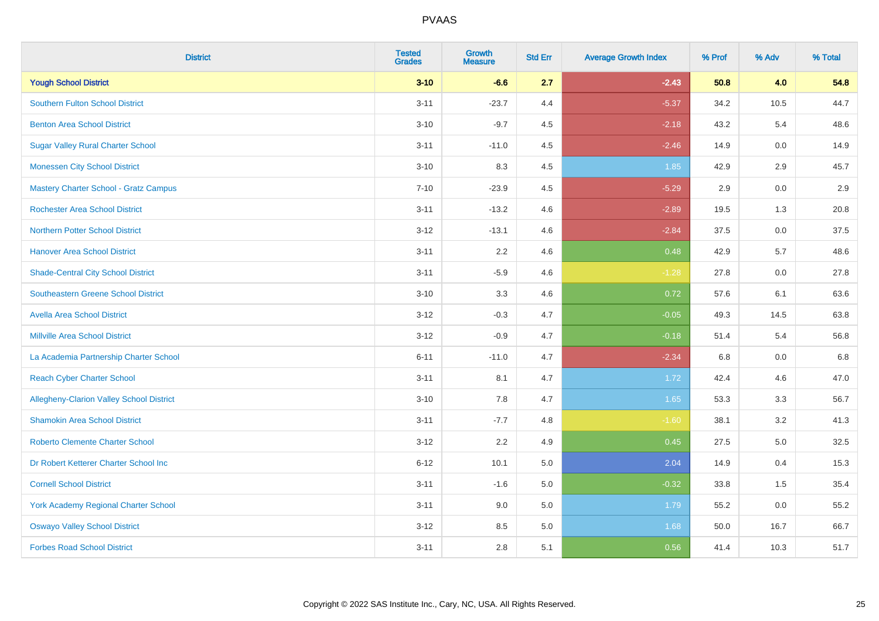| District | Tested Grades | Growth Measure | Std Err | Average Growth Index | % Prof | % Adv | % Total |
|---|---|---|---|---|---|---|---|
| **Yough School District** | **3-10** | **-6.6** | **2.7** | **-2.43** | **50.8** | **4.0** | **54.8** |
| Southern Fulton School District | 3-11 | -23.7 | 4.4 | -5.37 | 34.2 | 10.5 | 44.7 |
| Benton Area School District | 3-10 | -9.7 | 4.5 | -2.18 | 43.2 | 5.4 | 48.6 |
| Sugar Valley Rural Charter School | 3-11 | -11.0 | 4.5 | -2.46 | 14.9 | 0.0 | 14.9 |
| Monessen City School District | 3-10 | 8.3 | 4.5 | 1.85 | 42.9 | 2.9 | 45.7 |
| Mastery Charter School - Gratz Campus | 7-10 | -23.9 | 4.5 | -5.29 | 2.9 | 0.0 | 2.9 |
| Rochester Area School District | 3-11 | -13.2 | 4.6 | -2.89 | 19.5 | 1.3 | 20.8 |
| Northern Potter School District | 3-12 | -13.1 | 4.6 | -2.84 | 37.5 | 0.0 | 37.5 |
| Hanover Area School District | 3-11 | 2.2 | 4.6 | 0.48 | 42.9 | 5.7 | 48.6 |
| Shade-Central City School District | 3-11 | -5.9 | 4.6 | -1.28 | 27.8 | 0.0 | 27.8 |
| Southeastern Greene School District | 3-10 | 3.3 | 4.6 | 0.72 | 57.6 | 6.1 | 63.6 |
| Avella Area School District | 3-12 | -0.3 | 4.7 | -0.05 | 49.3 | 14.5 | 63.8 |
| Millville Area School District | 3-12 | -0.9 | 4.7 | -0.18 | 51.4 | 5.4 | 56.8 |
| La Academia Partnership Charter School | 6-11 | -11.0 | 4.7 | -2.34 | 6.8 | 0.0 | 6.8 |
| Reach Cyber Charter School | 3-11 | 8.1 | 4.7 | 1.72 | 42.4 | 4.6 | 47.0 |
| Allegheny-Clarion Valley School District | 3-10 | 7.8 | 4.7 | 1.65 | 53.3 | 3.3 | 56.7 |
| Shamokin Area School District | 3-11 | -7.7 | 4.8 | -1.60 | 38.1 | 3.2 | 41.3 |
| Roberto Clemente Charter School | 3-12 | 2.2 | 4.9 | 0.45 | 27.5 | 5.0 | 32.5 |
| Dr Robert Ketterer Charter School Inc | 6-12 | 10.1 | 5.0 | 2.04 | 14.9 | 0.4 | 15.3 |
| Cornell School District | 3-11 | -1.6 | 5.0 | -0.32 | 33.8 | 1.5 | 35.4 |
| York Academy Regional Charter School | 3-11 | 9.0 | 5.0 | 1.79 | 55.2 | 0.0 | 55.2 |
| Oswayo Valley School District | 3-12 | 8.5 | 5.0 | 1.68 | 50.0 | 16.7 | 66.7 |
| Forbes Road School District | 3-11 | 2.8 | 5.1 | 0.56 | 41.4 | 10.3 | 51.7 |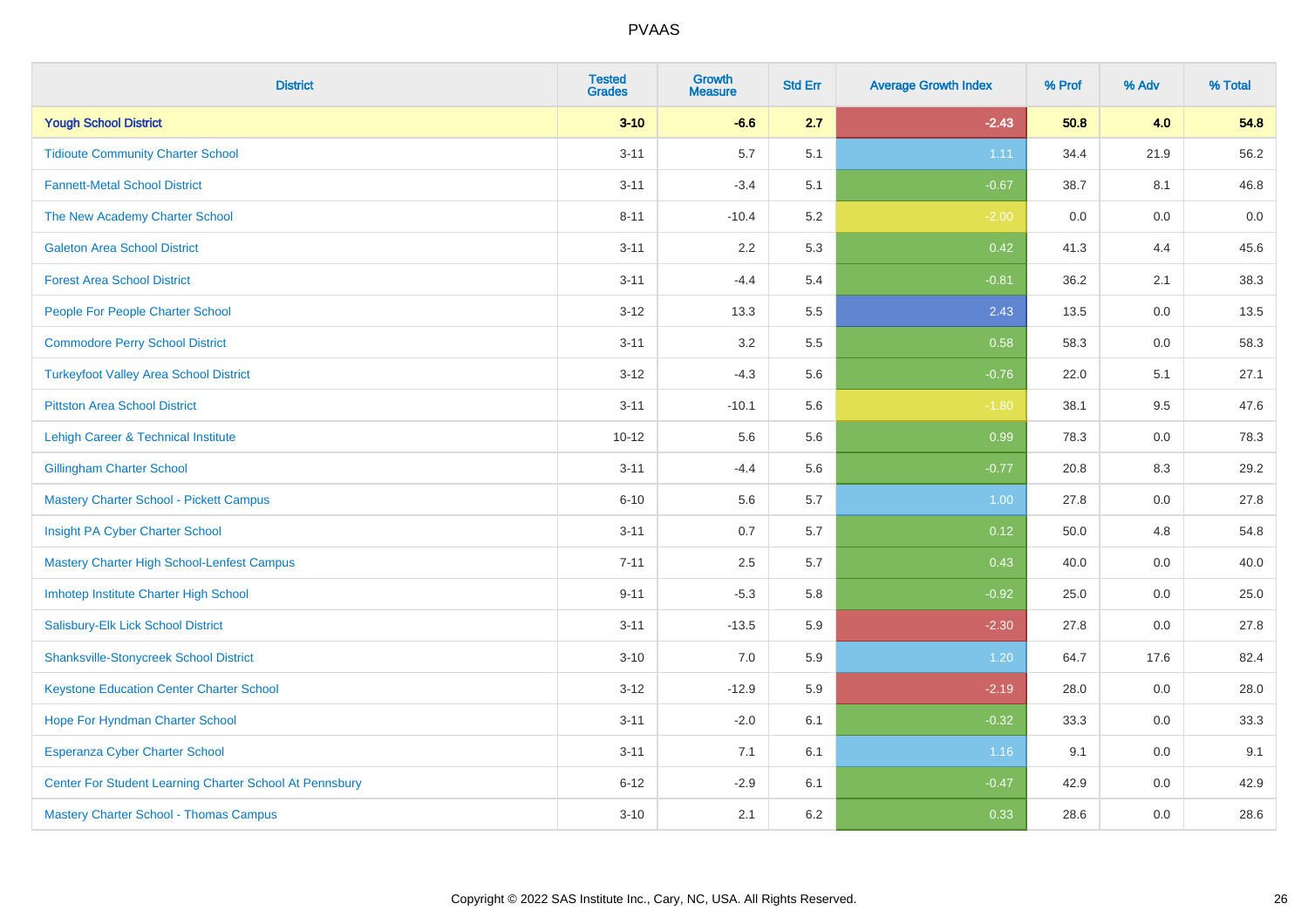| District | Tested Grades | Growth Measure | Std Err | Average Growth Index | % Prof | % Adv | % Total |
|---|---|---|---|---|---|---|---|
| **Yough School District** | **3-10** | **-6.6** | **2.7** | **-2.43** | **50.8** | **4.0** | **54.8** |
| Tidioute Community Charter School | 3-11 | 5.7 | 5.1 | 1.11 | 34.4 | 21.9 | 56.2 |
| Fannett-Metal School District | 3-11 | -3.4 | 5.1 | -0.67 | 38.7 | 8.1 | 46.8 |
| The New Academy Charter School | 8-11 | -10.4 | 5.2 | -2.00 | 0.0 | 0.0 | 0.0 |
| Galeton Area School District | 3-11 | 2.2 | 5.3 | 0.42 | 41.3 | 4.4 | 45.6 |
| Forest Area School District | 3-11 | -4.4 | 5.4 | -0.81 | 36.2 | 2.1 | 38.3 |
| People For People Charter School | 3-12 | 13.3 | 5.5 | 2.43 | 13.5 | 0.0 | 13.5 |
| Commodore Perry School District | 3-11 | 3.2 | 5.5 | 0.58 | 58.3 | 0.0 | 58.3 |
| Turkeyfoot Valley Area School District | 3-12 | -4.3 | 5.6 | -0.76 | 22.0 | 5.1 | 27.1 |
| Pittston Area School District | 3-11 | -10.1 | 5.6 | -1.80 | 38.1 | 9.5 | 47.6 |
| Lehigh Career & Technical Institute | 10-12 | 5.6 | 5.6 | 0.99 | 78.3 | 0.0 | 78.3 |
| Gillingham Charter School | 3-11 | -4.4 | 5.6 | -0.77 | 20.8 | 8.3 | 29.2 |
| Mastery Charter School - Pickett Campus | 6-10 | 5.6 | 5.7 | 1.00 | 27.8 | 0.0 | 27.8 |
| Insight PA Cyber Charter School | 3-11 | 0.7 | 5.7 | 0.12 | 50.0 | 4.8 | 54.8 |
| Mastery Charter High School-Lenfest Campus | 7-11 | 2.5 | 5.7 | 0.43 | 40.0 | 0.0 | 40.0 |
| Imhotep Institute Charter High School | 9-11 | -5.3 | 5.8 | -0.92 | 25.0 | 0.0 | 25.0 |
| Salisbury-Elk Lick School District | 3-11 | -13.5 | 5.9 | -2.30 | 27.8 | 0.0 | 27.8 |
| Shanksville-Stonycreek School District | 3-10 | 7.0 | 5.9 | 1.20 | 64.7 | 17.6 | 82.4 |
| Keystone Education Center Charter School | 3-12 | -12.9 | 5.9 | -2.19 | 28.0 | 0.0 | 28.0 |
| Hope For Hyndman Charter School | 3-11 | -2.0 | 6.1 | -0.32 | 33.3 | 0.0 | 33.3 |
| Esperanza Cyber Charter School | 3-11 | 7.1 | 6.1 | 1.16 | 9.1 | 0.0 | 9.1 |
| Center For Student Learning Charter School At Pennsbury | 6-12 | -2.9 | 6.1 | -0.47 | 42.9 | 0.0 | 42.9 |
| Mastery Charter School - Thomas Campus | 3-10 | 2.1 | 6.2 | 0.33 | 28.6 | 0.0 | 28.6 |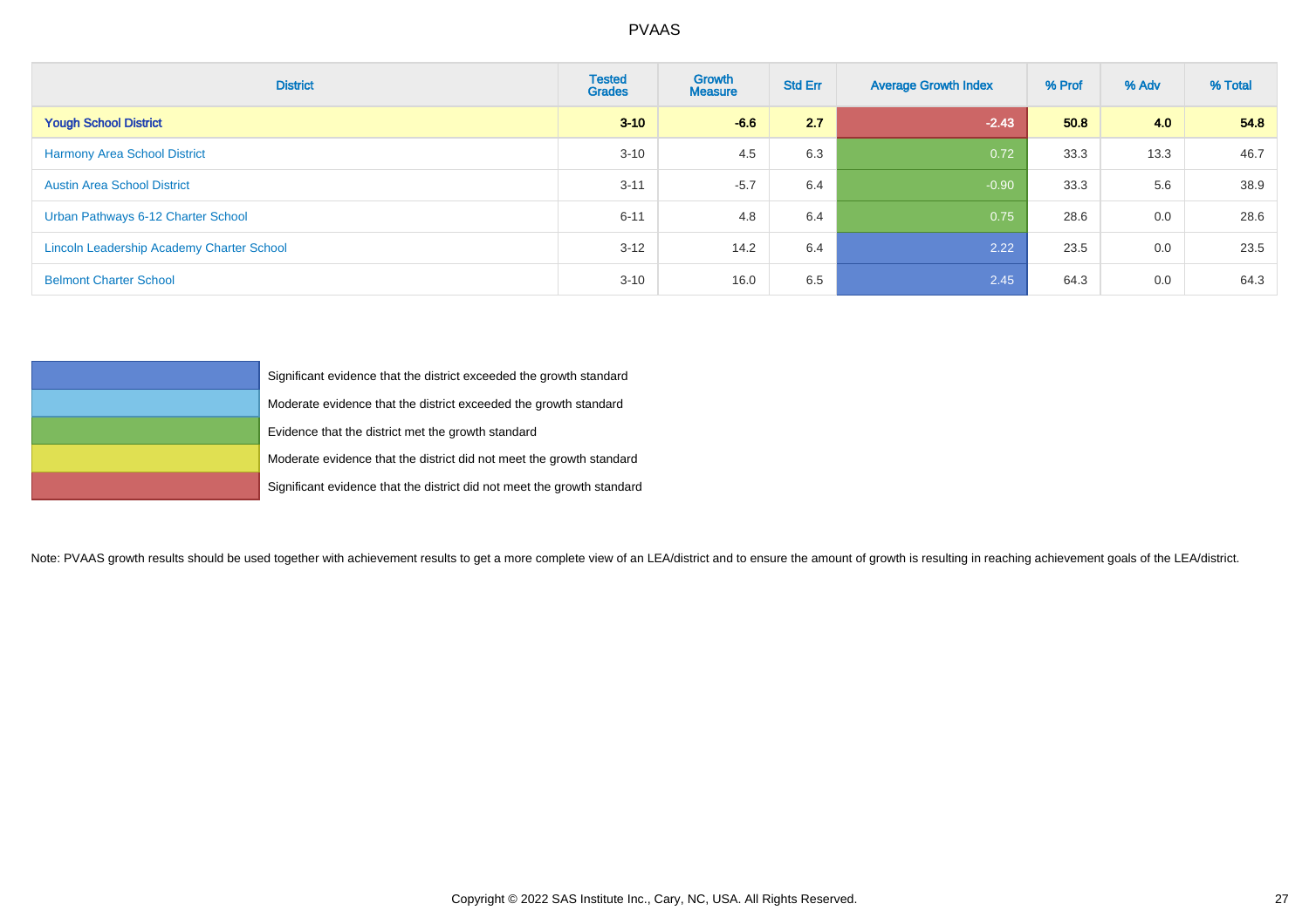# PVAAS

| District | Tested Grades | Growth Measure | Std Err | Average Growth Index | % Prof | % Adv | % Total |
|---|---|---|---|---|---|---|---|
| **Yough School District** | **3-10** | **-6.6** | **2.7** | **-2.43** | **50.8** | **4.0** | **54.8** |
| Harmony Area School District | 3-10 | 4.5 | 6.3 | 0.72 | 33.3 | 13.3 | 46.7 |
| Austin Area School District | 3-11 | -5.7 | 6.4 | -0.90 | 33.3 | 5.6 | 38.9 |
| Urban Pathways 6-12 Charter School | 6-11 | 4.8 | 6.4 | 0.75 | 28.6 | 0.0 | 28.6 |
| Lincoln Leadership Academy Charter School | 3-12 | 14.2 | 6.4 | 2.22 | 23.5 | 0.0 | 23.5 |
| Belmont Charter School | 3-10 | 16.0 | 6.5 | 2.45 | 64.3 | 0.0 | 64.3 |

- Significant evidence that the district exceeded the growth standard
- Moderate evidence that the district exceeded the growth standard
- Evidence that the district met the growth standard
- Moderate evidence that the district did not meet the growth standard
- Significant evidence that the district did not meet the growth standard

Note: PVAAS growth results should be used together with achievement results to get a more complete view of an LEA/district and to ensure the amount of growth is resulting in reaching achievement goals of the LEA/district.

Copyright © 2022 SAS Institute Inc., Cary, NC, USA. All Rights Reserved.